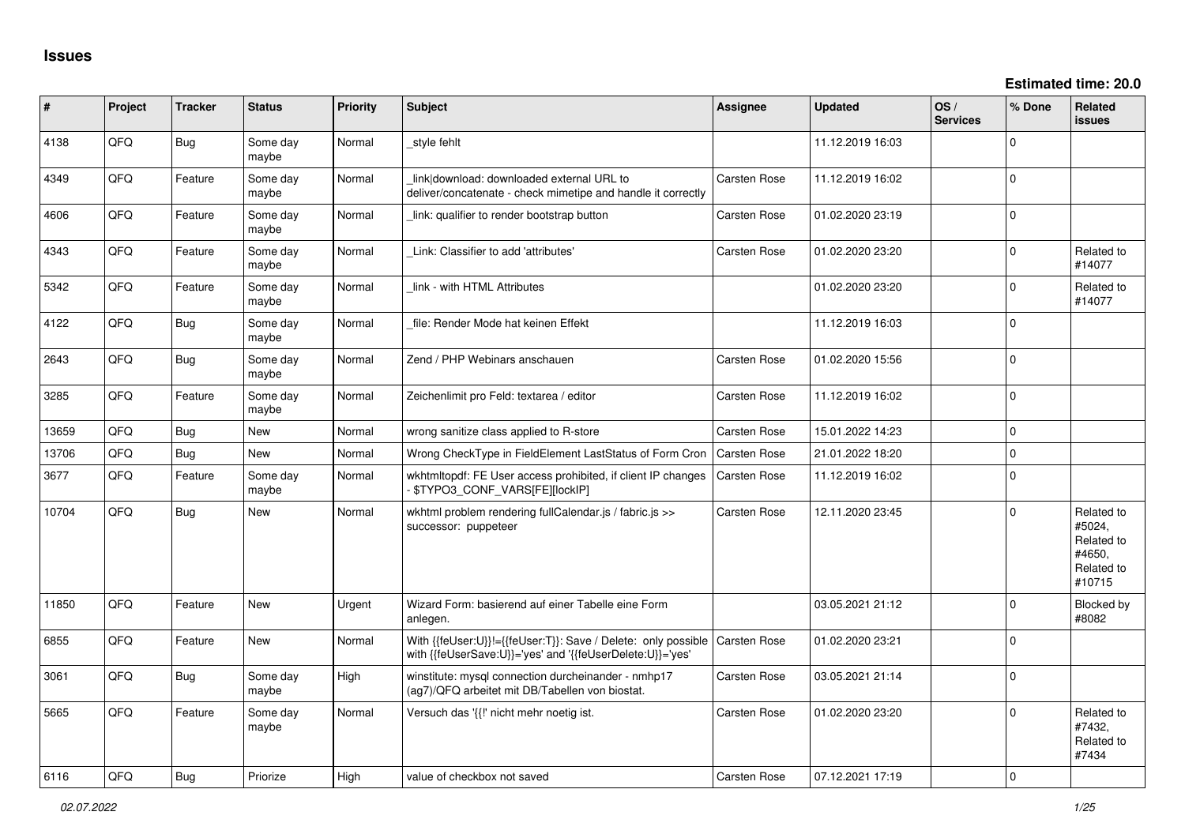# Issues

**Estimated time: 20.0**

| # | Project | Tracker | Status | Priority | Subject | Assignee | Updated | OS / Services | % Done | Related issues |
|---|---|---|---|---|---|---|---|---|---|---|
| 4138 | QFO | Bug | Some day maybe | Normal | _style fehlt | | 11.12.2019 16:03 | | 0 | |
| 4349 | QFO | Feature | Some day maybe | Normal | _link\|download: downloaded external URL to deliver/concatenate - check mimetipe and handle it correctly | Carsten Rose | 11.12.2019 16:02 | | 0 | |
| 4606 | QFO | Feature | Some day maybe | Normal | _link: qualifier to render bootstrap button | Carsten Rose | 01.02.2020 23:19 | | 0 | |
| 4343 | QFO | Feature | Some day maybe | Normal | _Link: Classifier to add 'attributes' | Carsten Rose | 01.02.2020 23:20 | | 0 | Related to #14077 |
| 5342 | QFO | Feature | Some day maybe | Normal | _link - with HTML Attributes | | 01.02.2020 23:20 | | 0 | Related to #14077 |
| 4122 | QFO | Bug | Some day maybe | Normal | _file: Render Mode hat keinen Effekt | | 11.12.2019 16:03 | | 0 | |
| 2643 | QFO | Bug | Some day maybe | Normal | Zend / PHP Webinars anschauen | Carsten Rose | 01.02.2020 15:56 | | 0 | |
| 3285 | QFO | Feature | Some day maybe | Normal | Zeichenlimit pro Feld: textarea / editor | Carsten Rose | 11.12.2019 16:02 | | 0 | |
| 13659 | QFO | Bug | New | Normal | wrong sanitize class applied to R-store | Carsten Rose | 15.01.2022 14:23 | | 0 | |
| 13706 | QFO | Bug | New | Normal | Wrong CheckType in FieldElement LastStatus of Form Cron | Carsten Rose | 21.01.2022 18:20 | | 0 | |
| 3677 | QFO | Feature | Some day maybe | Normal | wkhtmltopdf: FE User access prohibited, if client IP changes - $TYPO3_CONF_VARS[FE][lockIP] | Carsten Rose | 11.12.2019 16:02 | | 0 | |
| 10704 | QFO | Bug | New | Normal | wkhtml problem rendering fullCalendar.js / fabric.js >> successor: puppeteer | Carsten Rose | 12.11.2020 23:45 | | 0 | Related to #5024, Related to #4650, Related to #10715 |
| 11850 | QFO | Feature | New | Urgent | Wizard Form: basierend auf einer Tabelle eine Form anlegen. | | 03.05.2021 21:12 | | 0 | Blocked by #8082 |
| 6855 | QFO | Feature | New | Normal | With {{feUser:U}}!={{feUser:T}}: Save / Delete: only possible with {{feUserSave:U}}='yes' and '{{feUserDelete:U}}='yes' | Carsten Rose | 01.02.2020 23:21 | | 0 | |
| 3061 | QFO | Bug | Some day maybe | High | winstitute: mysql connection durcheinander - nmhp17 (ag7)/QFQ arbeitet mit DB/Tabellen von biostat. | Carsten Rose | 03.05.2021 21:14 | | 0 | |
| 5665 | QFO | Feature | Some day maybe | Normal | Versuch das '{{!' nicht mehr noetig ist. | Carsten Rose | 01.02.2020 23:20 | | 0 | Related to #7432, Related to #7434 |
| 6116 | QFO | Bug | Priorize | High | value of checkbox not saved | Carsten Rose | 07.12.2021 17:19 | | 0 | |

*02.07.2022*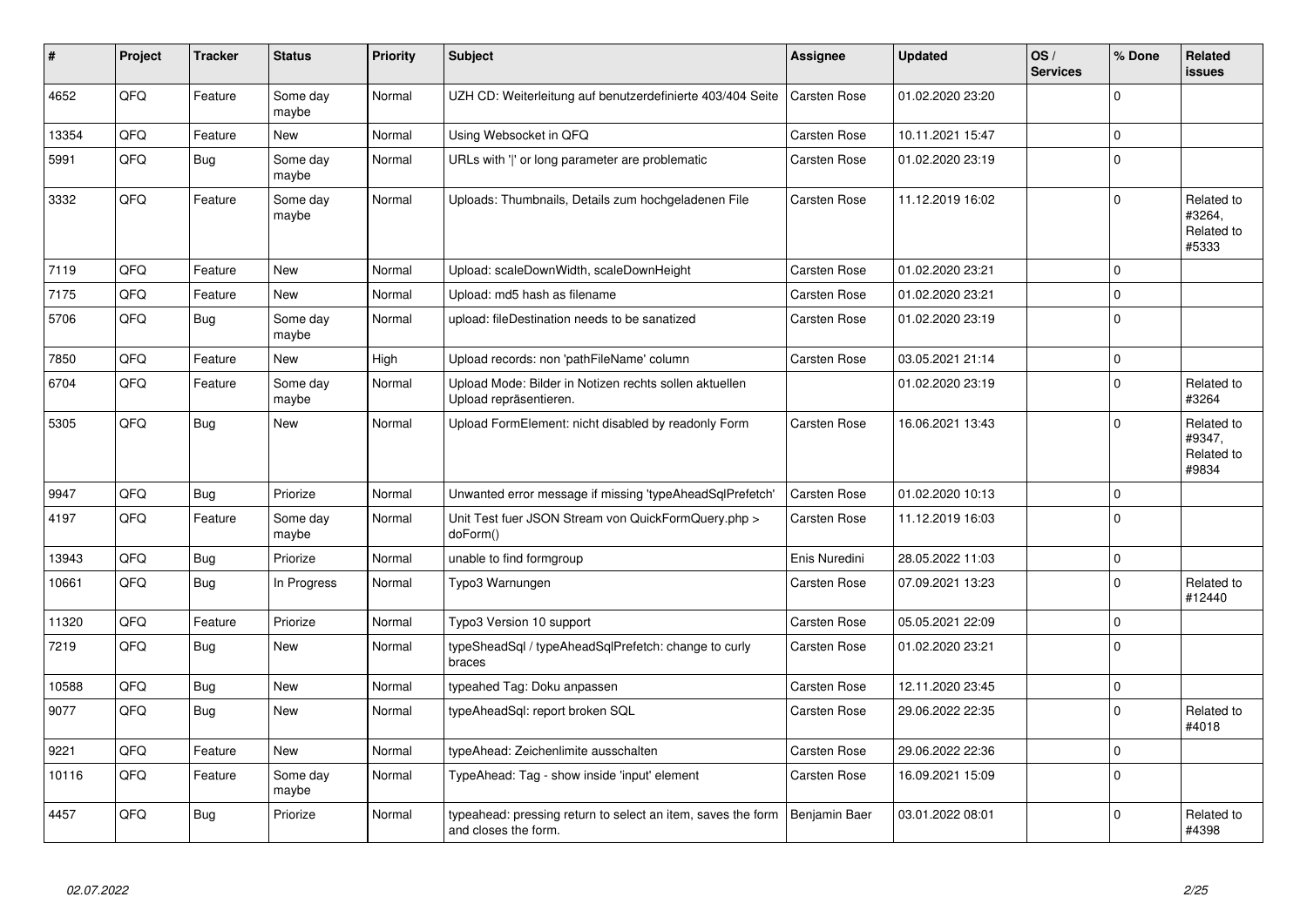| # | Project | Tracker | Status | Priority | Subject | Assignee | Updated | OS / Services | % Done | Related issues |
|---|---|---|---|---|---|---|---|---|---|---|
| 4652 | QFQ | Feature | Some day maybe | Normal | UZH CD: Weiterleitung auf benutzerdefinierte 403/404 Seite | Carsten Rose | 01.02.2020 23:20 | | 0 | |
| 13354 | QFQ | Feature | New | Normal | Using Websocket in QFQ | Carsten Rose | 10.11.2021 15:47 | | 0 | |
| 5991 | QFQ | Bug | Some day maybe | Normal | URLs with '|' or long parameter are problematic | Carsten Rose | 01.02.2020 23:19 | | 0 | |
| 3332 | QFQ | Feature | Some day maybe | Normal | Uploads: Thumbnails, Details zum hochgeladenen File | Carsten Rose | 11.12.2019 16:02 | | 0 | Related to #3264, Related to #5333 |
| 7119 | QFQ | Feature | New | Normal | Upload: scaleDownWidth, scaleDownHeight | Carsten Rose | 01.02.2020 23:21 | | 0 | |
| 7175 | QFQ | Feature | New | Normal | Upload: md5 hash as filename | Carsten Rose | 01.02.2020 23:21 | | 0 | |
| 5706 | QFQ | Bug | Some day maybe | Normal | upload: fileDestination needs to be sanatized | Carsten Rose | 01.02.2020 23:19 | | 0 | |
| 7850 | QFQ | Feature | New | High | Upload records: non 'pathFileName' column | Carsten Rose | 03.05.2021 21:14 | | 0 | |
| 6704 | QFQ | Feature | Some day maybe | Normal | Upload Mode: Bilder in Notizen rechts sollen aktuellen Upload repräsentieren. | | 01.02.2020 23:19 | | 0 | Related to #3264 |
| 5305 | QFQ | Bug | New | Normal | Upload FormElement: nicht disabled by readonly Form | Carsten Rose | 16.06.2021 13:43 | | 0 | Related to #9347, Related to #9834 |
| 9947 | QFQ | Bug | Priorize | Normal | Unwanted error message if missing 'typeAheadSqlPrefetch' | Carsten Rose | 01.02.2020 10:13 | | 0 | |
| 4197 | QFQ | Feature | Some day maybe | Normal | Unit Test fuer JSON Stream von QuickFormQuery.php > doForm() | Carsten Rose | 11.12.2019 16:03 | | 0 | |
| 13943 | QFQ | Bug | Priorize | Normal | unable to find formgroup | Enis Nuredini | 28.05.2022 11:03 | | 0 | |
| 10661 | QFQ | Bug | In Progress | Normal | Typo3 Warnungen | Carsten Rose | 07.09.2021 13:23 | | 0 | Related to #12440 |
| 11320 | QFQ | Feature | Priorize | Normal | Typo3 Version 10 support | Carsten Rose | 05.05.2021 22:09 | | 0 | |
| 7219 | QFQ | Bug | New | Normal | typeSheadSql / typeAheadSqlPrefetch: change to curly braces | Carsten Rose | 01.02.2020 23:21 | | 0 | |
| 10588 | QFQ | Bug | New | Normal | typeahed Tag: Doku anpassen | Carsten Rose | 12.11.2020 23:45 | | 0 | |
| 9077 | QFQ | Bug | New | Normal | typeAheadSql: report broken SQL | Carsten Rose | 29.06.2022 22:35 | | 0 | Related to #4018 |
| 9221 | QFQ | Feature | New | Normal | typeAhead: Zeichenlimite ausschalten | Carsten Rose | 29.06.2022 22:36 | | 0 | |
| 10116 | QFQ | Feature | Some day maybe | Normal | TypeAhead: Tag - show inside 'input' element | Carsten Rose | 16.09.2021 15:09 | | 0 | |
| 4457 | QFQ | Bug | Priorize | Normal | typeahead: pressing return to select an item, saves the form and closes the form. | Benjamin Baer | 03.01.2022 08:01 | | 0 | Related to #4398 |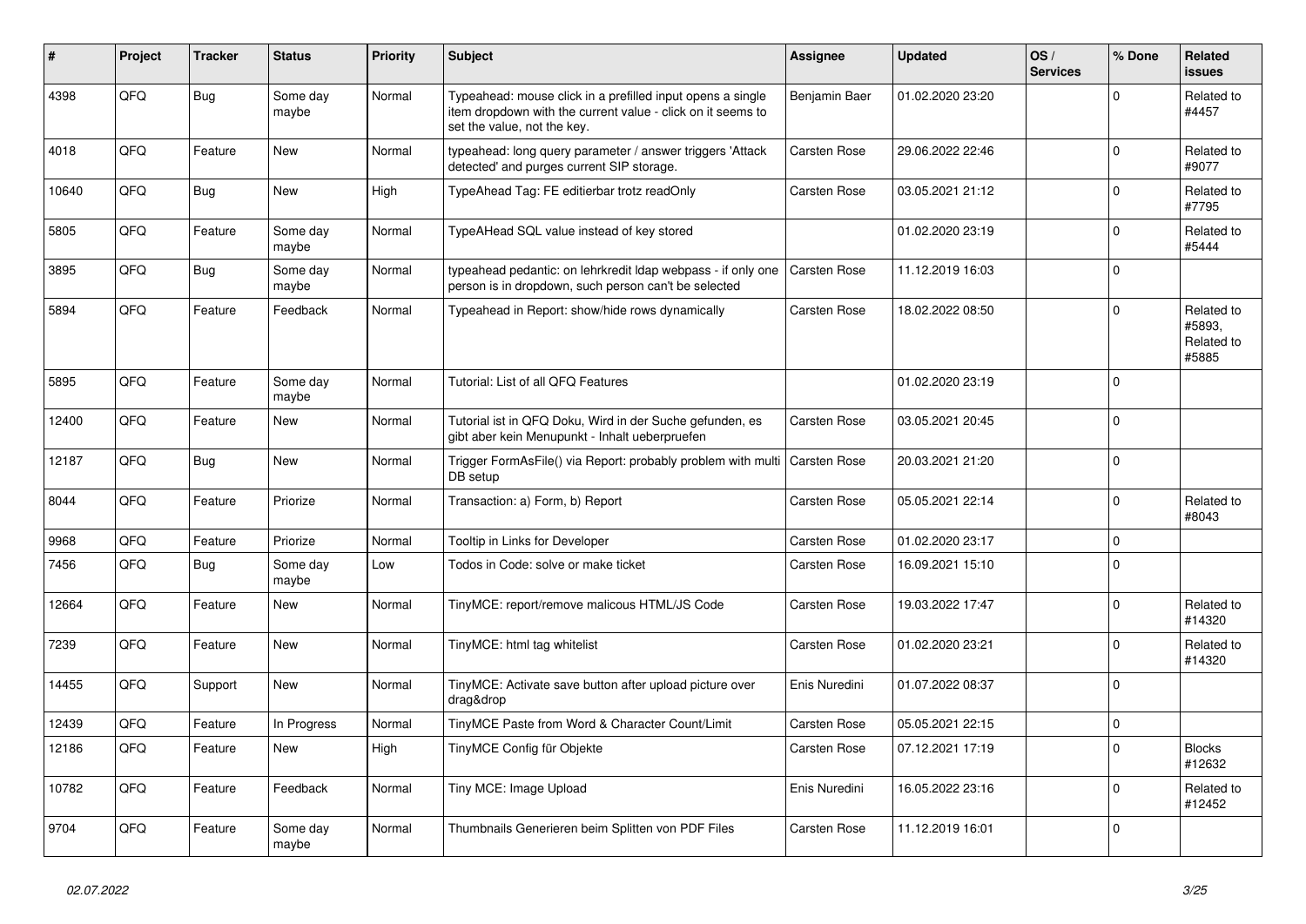| # | Project | Tracker | Status | Priority | Subject | Assignee | Updated | OS / Services | % Done | Related issues |
|---|---|---|---|---|---|---|---|---|---|---|
| 4398 | QFQ | Bug | Some day maybe | Normal | Typeahead: mouse click in a prefilled input opens a single item dropdown with the current value - click on it seems to set the value, not the key. | Benjamin Baer | 01.02.2020 23:20 | | 0 | Related to #4457 |
| 4018 | QFQ | Feature | New | Normal | typeahead: long query parameter / answer triggers 'Attack detected' and purges current SIP storage. | Carsten Rose | 29.06.2022 22:46 | | 0 | Related to #9077 |
| 10640 | QFQ | Bug | New | High | TypeAhead Tag: FE editierbar trotz readOnly | Carsten Rose | 03.05.2021 21:12 | | 0 | Related to #7795 |
| 5805 | QFQ | Feature | Some day maybe | Normal | TypeAHead SQL value instead of key stored | | 01.02.2020 23:19 | | 0 | Related to #5444 |
| 3895 | QFQ | Bug | Some day maybe | Normal | typeahead pedantic: on lehrkredit ldap webpass - if only one person is in dropdown, such person can't be selected | Carsten Rose | 11.12.2019 16:03 | | 0 | |
| 5894 | QFQ | Feature | Feedback | Normal | Typeahead in Report: show/hide rows dynamically | Carsten Rose | 18.02.2022 08:50 | | 0 | Related to #5893, Related to #5885 |
| 5895 | QFQ | Feature | Some day maybe | Normal | Tutorial: List of all QFQ Features | | 01.02.2020 23:19 | | 0 | |
| 12400 | QFQ | Feature | New | Normal | Tutorial ist in QFQ Doku, Wird in der Suche gefunden, es gibt aber kein Menupunkt - Inhalt ueberpruefen | Carsten Rose | 03.05.2021 20:45 | | 0 | |
| 12187 | QFQ | Bug | New | Normal | Trigger FormAsFile() via Report: probably problem with multi DB setup | Carsten Rose | 20.03.2021 21:20 | | 0 | |
| 8044 | QFQ | Feature | Priorize | Normal | Transaction: a) Form, b) Report | Carsten Rose | 05.05.2021 22:14 | | 0 | Related to #8043 |
| 9968 | QFQ | Feature | Priorize | Normal | Tooltip in Links for Developer | Carsten Rose | 01.02.2020 23:17 | | 0 | |
| 7456 | QFQ | Bug | Some day maybe | Low | Todos in Code: solve or make ticket | Carsten Rose | 16.09.2021 15:10 | | 0 | |
| 12664 | QFQ | Feature | New | Normal | TinyMCE: report/remove malicous HTML/JS Code | Carsten Rose | 19.03.2022 17:47 | | 0 | Related to #14320 |
| 7239 | QFQ | Feature | New | Normal | TinyMCE: html tag whitelist | Carsten Rose | 01.02.2020 23:21 | | 0 | Related to #14320 |
| 14455 | QFQ | Support | New | Normal | TinyMCE: Activate save button after upload picture over drag&drop | Enis Nuredini | 01.07.2022 08:37 | | 0 | |
| 12439 | QFQ | Feature | In Progress | Normal | TinyMCE Paste from Word & Character Count/Limit | Carsten Rose | 05.05.2021 22:15 | | 0 | |
| 12186 | QFQ | Feature | New | High | TinyMCE Config für Objekte | Carsten Rose | 07.12.2021 17:19 | | 0 | Blocks #12632 |
| 10782 | QFQ | Feature | Feedback | Normal | Tiny MCE: Image Upload | Enis Nuredini | 16.05.2022 23:16 | | 0 | Related to #12452 |
| 9704 | QFQ | Feature | Some day maybe | Normal | Thumbnails Generieren beim Splitten von PDF Files | Carsten Rose | 11.12.2019 16:01 | | 0 | |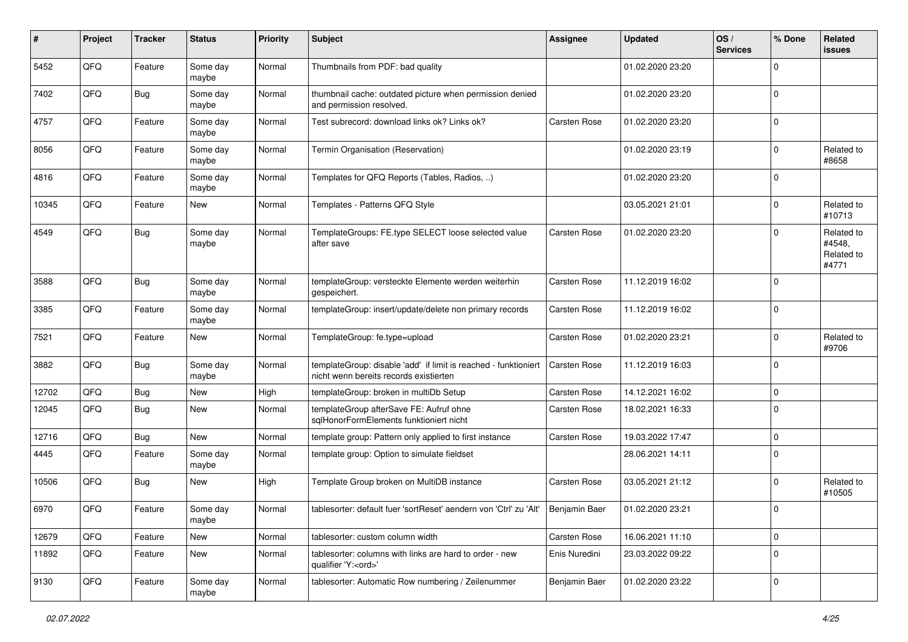| # | Project | Tracker | Status | Priority | Subject | Assignee | Updated | OS / Services | % Done | Related issues |
|---|---|---|---|---|---|---|---|---|---|---|
| 5452 | QFQ | Feature | Some day maybe | Normal | Thumbnails from PDF: bad quality | | 01.02.2020 23:20 | | 0 | |
| 7402 | QFQ | Bug | Some day maybe | Normal | thumbnail cache: outdated picture when permission denied and permission resolved. | | 01.02.2020 23:20 | | 0 | |
| 4757 | QFQ | Feature | Some day maybe | Normal | Test subrecord: download links ok? Links ok? | Carsten Rose | 01.02.2020 23:20 | | 0 | |
| 8056 | QFQ | Feature | Some day maybe | Normal | Termin Organisation (Reservation) | | 01.02.2020 23:19 | | 0 | Related to #8658 |
| 4816 | QFQ | Feature | Some day maybe | Normal | Templates for QFQ Reports (Tables, Radios, ..) | | 01.02.2020 23:20 | | 0 | |
| 10345 | QFQ | Feature | New | Normal | Templates - Patterns QFQ Style | | 03.05.2021 21:01 | | 0 | Related to #10713 |
| 4549 | QFQ | Bug | Some day maybe | Normal | TemplateGroups: FE.type SELECT loose selected value after save | Carsten Rose | 01.02.2020 23:20 | | 0 | Related to #4548, Related to #4771 |
| 3588 | QFQ | Bug | Some day maybe | Normal | templateGroup: versteckte Elemente werden weiterhin gespeichert. | Carsten Rose | 11.12.2019 16:02 | | 0 | |
| 3385 | QFQ | Feature | Some day maybe | Normal | templateGroup: insert/update/delete non primary records | Carsten Rose | 11.12.2019 16:02 | | 0 | |
| 7521 | QFQ | Feature | New | Normal | TemplateGroup: fe.type=upload | Carsten Rose | 01.02.2020 23:21 | | 0 | Related to #9706 |
| 3882 | QFQ | Bug | Some day maybe | Normal | templateGroup: disable 'add' if limit is reached - funktioniert nicht wenn bereits records existierten | Carsten Rose | 11.12.2019 16:03 | | 0 | |
| 12702 | QFQ | Bug | New | High | templateGroup: broken in multiDb Setup | Carsten Rose | 14.12.2021 16:02 | | 0 | |
| 12045 | QFQ | Bug | New | Normal | templateGroup afterSave FE: Aufruf ohne sqlHonorFormElements funktioniert nicht | Carsten Rose | 18.02.2021 16:33 | | 0 | |
| 12716 | QFQ | Bug | New | Normal | template group: Pattern only applied to first instance | Carsten Rose | 19.03.2022 17:47 | | 0 | |
| 4445 | QFQ | Feature | Some day maybe | Normal | template group: Option to simulate fieldset | | 28.06.2021 14:11 | | 0 | |
| 10506 | QFQ | Bug | New | High | Template Group broken on MultiDB instance | Carsten Rose | 03.05.2021 21:12 | | 0 | Related to #10505 |
| 6970 | QFQ | Feature | Some day maybe | Normal | tablesorter: default fuer 'sortReset' aendern von 'Ctrl' zu 'Alt' | Benjamin Baer | 01.02.2020 23:21 | | 0 | |
| 12679 | QFQ | Feature | New | Normal | tablesorter: custom column width | Carsten Rose | 16.06.2021 11:10 | | 0 | |
| 11892 | QFQ | Feature | New | Normal | tablesorter: columns with links are hard to order - new qualifier 'Y:<ord>' | Enis Nuredini | 23.03.2022 09:22 | | 0 | |
| 9130 | QFQ | Feature | Some day maybe | Normal | tablesorter: Automatic Row numbering / Zeilenummer | Benjamin Baer | 01.02.2020 23:22 | | 0 | |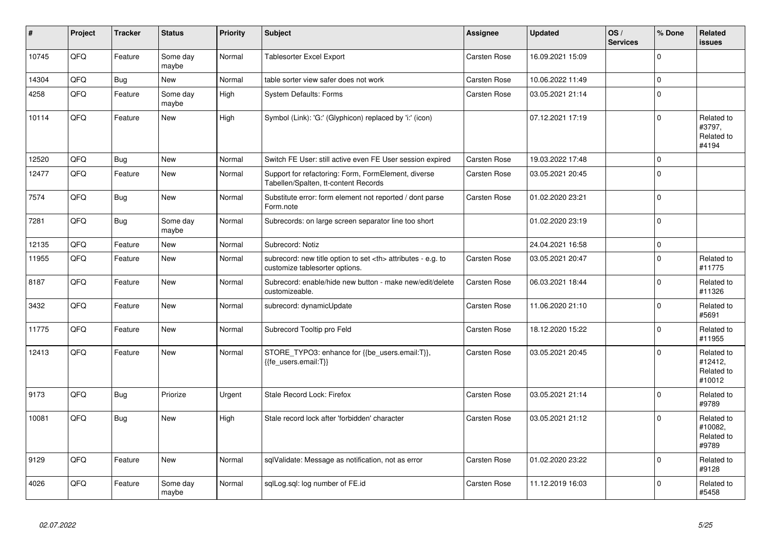| # | Project | Tracker | Status | Priority | Subject | Assignee | Updated | OS / Services | % Done | Related issues |
|---|---|---|---|---|---|---|---|---|---|---|
| 10745 | QFQ | Feature | Some day maybe | Normal | Tablesorter Excel Export | Carsten Rose | 16.09.2021 15:09 | | 0 | |
| 14304 | QFQ | Bug | New | Normal | table sorter view safer does not work | Carsten Rose | 10.06.2022 11:49 | | 0 | |
| 4258 | QFQ | Feature | Some day maybe | High | System Defaults: Forms | Carsten Rose | 03.05.2021 21:14 | | 0 | |
| 10114 | QFQ | Feature | New | High | Symbol (Link): 'G:' (Glyphicon) replaced by 'i:' (icon) | | 07.12.2021 17:19 | | 0 | Related to #3797, Related to #4194 |
| 12520 | QFQ | Bug | New | Normal | Switch FE User: still active even FE User session expired | Carsten Rose | 19.03.2022 17:48 | | 0 | |
| 12477 | QFQ | Feature | New | Normal | Support for refactoring: Form, FormElement, diverse Tabellen/Spalten, tt-content Records | Carsten Rose | 03.05.2021 20:45 | | 0 | |
| 7574 | QFQ | Bug | New | Normal | Substitute error: form element not reported / dont parse Form.note | Carsten Rose | 01.02.2020 23:21 | | 0 | |
| 7281 | QFQ | Bug | Some day maybe | Normal | Subrecords: on large screen separator line too short | | 01.02.2020 23:19 | | 0 | |
| 12135 | QFQ | Feature | New | Normal | Subrecord: Notiz | | 24.04.2021 16:58 | | 0 | |
| 11955 | QFQ | Feature | New | Normal | subrecord: new title option to set <th> attributes - e.g. to customize tablesorter options. | Carsten Rose | 03.05.2021 20:47 | | 0 | Related to #11775 |
| 8187 | QFQ | Feature | New | Normal | Subrecord: enable/hide new button - make new/edit/delete customizeable. | Carsten Rose | 06.03.2021 18:44 | | 0 | Related to #11326 |
| 3432 | QFQ | Feature | New | Normal | subrecord: dynamicUpdate | Carsten Rose | 11.06.2020 21:10 | | 0 | Related to #5691 |
| 11775 | QFQ | Feature | New | Normal | Subrecord Tooltip pro Feld | Carsten Rose | 18.12.2020 15:22 | | 0 | Related to #11955 |
| 12413 | QFQ | Feature | New | Normal | STORE_TYPO3: enhance for {{be_users.email:T}}, {{fe_users.email:T}} | Carsten Rose | 03.05.2021 20:45 | | 0 | Related to #12412, Related to #10012 |
| 9173 | QFQ | Bug | Priorize | Urgent | Stale Record Lock: Firefox | Carsten Rose | 03.05.2021 21:14 | | 0 | Related to #9789 |
| 10081 | QFQ | Bug | New | High | Stale record lock after 'forbidden' character | Carsten Rose | 03.05.2021 21:12 | | 0 | Related to #10082, Related to #9789 |
| 9129 | QFQ | Feature | New | Normal | sqlValidate: Message as notification, not as error | Carsten Rose | 01.02.2020 23:22 | | 0 | Related to #9128 |
| 4026 | QFQ | Feature | Some day maybe | Normal | sqlLog.sql: log number of FE.id | Carsten Rose | 11.12.2019 16:03 | | 0 | Related to #5458 |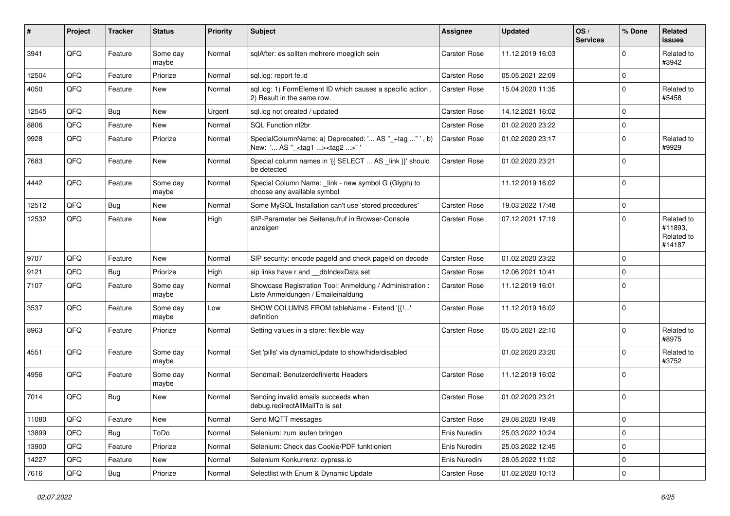| # | Project | Tracker | Status | Priority | Subject | Assignee | Updated | OS / Services | % Done | Related issues |
|---|---|---|---|---|---|---|---|---|---|---|
| 3941 | QFQ | Feature | Some day maybe | Normal | sqlAfter: es sollten mehrere moeglich sein | Carsten Rose | 11.12.2019 16:03 | | 0 | Related to #3942 |
| 12504 | QFQ | Feature | Priorize | Normal | sql.log: report fe.id | Carsten Rose | 05.05.2021 22:09 | | 0 | |
| 4050 | QFQ | Feature | New | Normal | sql.log: 1) FormElement ID which causes a specific action , 2) Result in the same row. | Carsten Rose | 15.04.2020 11:35 | | 0 | Related to #5458 |
| 12545 | QFQ | Bug | New | Urgent | sql.log not created / updated | Carsten Rose | 14.12.2021 16:02 | | 0 | |
| 8806 | QFQ | Feature | New | Normal | SQL Function nl2br | Carsten Rose | 01.02.2020 23:22 | | 0 | |
| 9928 | QFQ | Feature | Priorize | Normal | SpecialColumnName: a) Deprecated: '... AS "_+tag ..." ', b) New: '... AS "_<tag1 ...><tag2 ...>" ' | Carsten Rose | 01.02.2020 23:17 | | 0 | Related to #9929 |
| 7683 | QFQ | Feature | New | Normal | Special column names in '{{ SELECT ... AS _link }}' should be detected | Carsten Rose | 01.02.2020 23:21 | | 0 | |
| 4442 | QFQ | Feature | Some day maybe | Normal | Special Column Name: _link - new symbol G (Glyph) to choose any available symbol | | 11.12.2019 16:02 | | 0 | |
| 12512 | QFQ | Bug | New | Normal | Some MySQL Installation can't use 'stored procedures' | Carsten Rose | 19.03.2022 17:48 | | 0 | |
| 12532 | QFQ | Feature | New | High | SIP-Parameter bei Seitenaufruf in Browser-Console anzeigen | Carsten Rose | 07.12.2021 17:19 | | 0 | Related to #11893, Related to #14187 |
| 9707 | QFQ | Feature | New | Normal | SIP security: encode pageId and check pageId on decode | Carsten Rose | 01.02.2020 23:22 | | 0 | |
| 9121 | QFQ | Bug | Priorize | High | sip links have r and __dbIndexData set | Carsten Rose | 12.06.2021 10:41 | | 0 | |
| 7107 | QFQ | Feature | Some day maybe | Normal | Showcase Registration Tool: Anmeldung / Administration : Liste Anmeldungen / Emaileinaldung | Carsten Rose | 11.12.2019 16:01 | | 0 | |
| 3537 | QFQ | Feature | Some day maybe | Low | SHOW COLUMNS FROM tableName - Extend '{{!...' definition | Carsten Rose | 11.12.2019 16:02 | | 0 | |
| 8963 | QFQ | Feature | Priorize | Normal | Setting values in a store: flexible way | Carsten Rose | 05.05.2021 22:10 | | 0 | Related to #8975 |
| 4551 | QFQ | Feature | Some day maybe | Normal | Set 'pills' via dynamicUpdate to show/hide/disabled | | 01.02.2020 23:20 | | 0 | Related to #3752 |
| 4956 | QFQ | Feature | Some day maybe | Normal | Sendmail: Benutzerdefinierte Headers | Carsten Rose | 11.12.2019 16:02 | | 0 | |
| 7014 | QFQ | Bug | New | Normal | Sending invalid emails succeeds when debug.redirectAllMailTo is set | Carsten Rose | 01.02.2020 23:21 | | 0 | |
| 11080 | QFQ | Feature | New | Normal | Send MQTT messages | Carsten Rose | 29.08.2020 19:49 | | 0 | |
| 13899 | QFQ | Bug | ToDo | Normal | Selenium: zum laufen bringen | Enis Nuredini | 25.03.2022 10:24 | | 0 | |
| 13900 | QFQ | Feature | Priorize | Normal | Selenium: Check das Cookie/PDF funktioniert | Enis Nuredini | 25.03.2022 12:45 | | 0 | |
| 14227 | QFQ | Feature | New | Normal | Selenium Konkurrenz: cypress.io | Enis Nuredini | 28.05.2022 11:02 | | 0 | |
| 7616 | QFQ | Bug | Priorize | Normal | Selectlist with Enum & Dynamic Update | Carsten Rose | 01.02.2020 10:13 | | 0 | |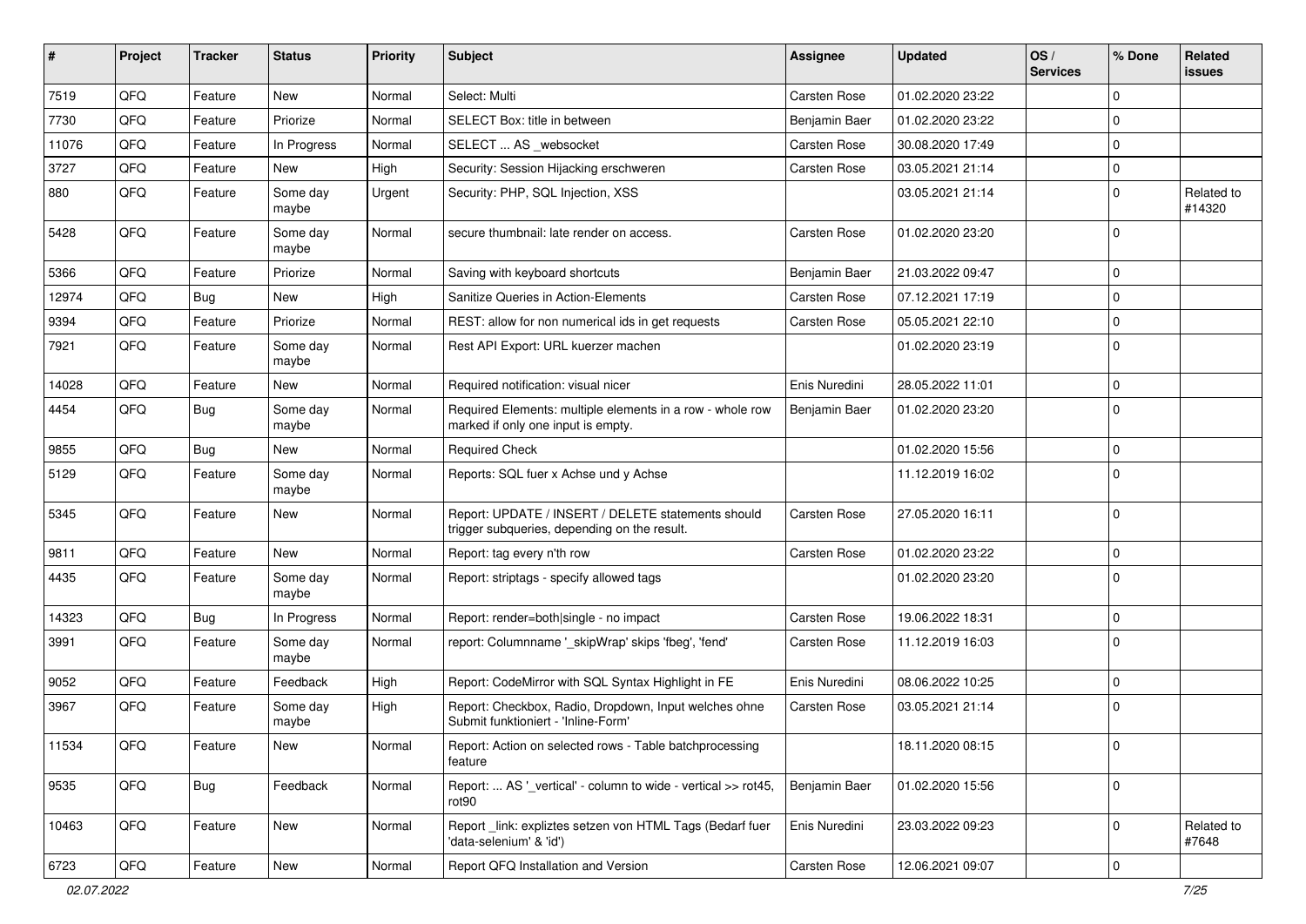| # | Project | Tracker | Status | Priority | Subject | Assignee | Updated | OS / Services | % Done | Related issues |
|---|---|---|---|---|---|---|---|---|---|---|
| 7519 | QFQ | Feature | New | Normal | Select: Multi | Carsten Rose | 01.02.2020 23:22 | | 0 | |
| 7730 | QFQ | Feature | Priorize | Normal | SELECT Box: title in between | Benjamin Baer | 01.02.2020 23:22 | | 0 | |
| 11076 | QFQ | Feature | In Progress | Normal | SELECT ... AS _websocket | Carsten Rose | 30.08.2020 17:49 | | 0 | |
| 3727 | QFQ | Feature | New | High | Security: Session Hijacking erschweren | Carsten Rose | 03.05.2021 21:14 | | 0 | |
| 880 | QFQ | Feature | Some day maybe | Urgent | Security: PHP, SQL Injection, XSS | | 03.05.2021 21:14 | | 0 | Related to #14320 |
| 5428 | QFQ | Feature | Some day maybe | Normal | secure thumbnail: late render on access. | Carsten Rose | 01.02.2020 23:20 | | 0 | |
| 5366 | QFQ | Feature | Priorize | Normal | Saving with keyboard shortcuts | Benjamin Baer | 21.03.2022 09:47 | | 0 | |
| 12974 | QFQ | Bug | New | High | Sanitize Queries in Action-Elements | Carsten Rose | 07.12.2021 17:19 | | 0 | |
| 9394 | QFQ | Feature | Priorize | Normal | REST: allow for non numerical ids in get requests | Carsten Rose | 05.05.2021 22:10 | | 0 | |
| 7921 | QFQ | Feature | Some day maybe | Normal | Rest API Export: URL kuerzer machen | | 01.02.2020 23:19 | | 0 | |
| 14028 | QFQ | Feature | New | Normal | Required notification: visual nicer | Enis Nuredini | 28.05.2022 11:01 | | 0 | |
| 4454 | QFQ | Bug | Some day maybe | Normal | Required Elements: multiple elements in a row - whole row marked if only one input is empty. | Benjamin Baer | 01.02.2020 23:20 | | 0 | |
| 9855 | QFQ | Bug | New | Normal | Required Check | | 01.02.2020 15:56 | | 0 | |
| 5129 | QFQ | Feature | Some day maybe | Normal | Reports: SQL fuer x Achse und y Achse | | 11.12.2019 16:02 | | 0 | |
| 5345 | QFQ | Feature | New | Normal | Report: UPDATE / INSERT / DELETE statements should trigger subqueries, depending on the result. | Carsten Rose | 27.05.2020 16:11 | | 0 | |
| 9811 | QFQ | Feature | New | Normal | Report: tag every n'th row | Carsten Rose | 01.02.2020 23:22 | | 0 | |
| 4435 | QFQ | Feature | Some day maybe | Normal | Report: striptags - specify allowed tags | | 01.02.2020 23:20 | | 0 | |
| 14323 | QFQ | Bug | In Progress | Normal | Report: render=both\|single - no impact | Carsten Rose | 19.06.2022 18:31 | | 0 | |
| 3991 | QFQ | Feature | Some day maybe | Normal | report: Columnname '_skipWrap' skips 'fbeg', 'fend' | Carsten Rose | 11.12.2019 16:03 | | 0 | |
| 9052 | QFQ | Feature | Feedback | High | Report: CodeMirror with SQL Syntax Highlight in FE | Enis Nuredini | 08.06.2022 10:25 | | 0 | |
| 3967 | QFQ | Feature | Some day maybe | High | Report: Checkbox, Radio, Dropdown, Input welches ohne Submit funktioniert - 'Inline-Form' | Carsten Rose | 03.05.2021 21:14 | | 0 | |
| 11534 | QFQ | Feature | New | Normal | Report: Action on selected rows - Table batchprocessing feature | | 18.11.2020 08:15 | | 0 | |
| 9535 | QFQ | Bug | Feedback | Normal | Report: ... AS '_vertical' - column to wide - vertical >> rot45, rot90 | Benjamin Baer | 01.02.2020 15:56 | | 0 | |
| 10463 | QFQ | Feature | New | Normal | Report _link: expliztes setzen von HTML Tags (Bedarf fuer 'data-selenium' & 'id') | Enis Nuredini | 23.03.2022 09:23 | | 0 | Related to #7648 |
| 6723 | QFQ | Feature | New | Normal | Report QFQ Installation and Version | Carsten Rose | 12.06.2021 09:07 | | 0 | |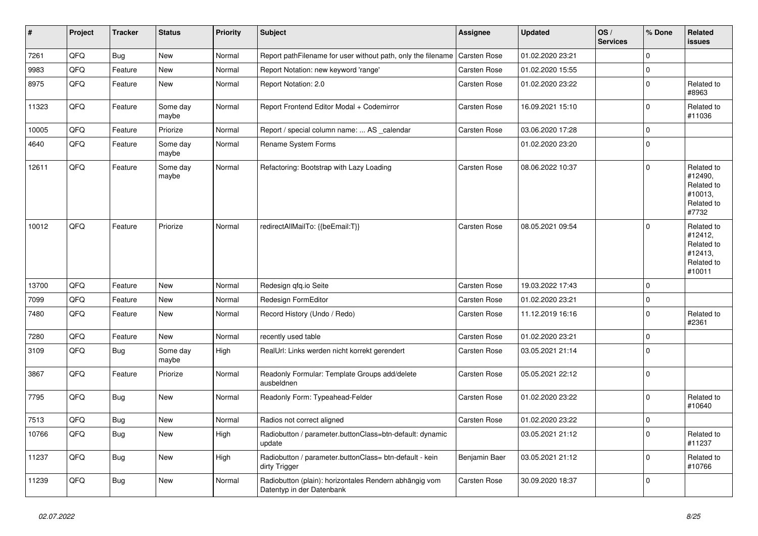| # | Project | Tracker | Status | Priority | Subject | Assignee | Updated | OS / Services | % Done | Related issues |
|---|---|---|---|---|---|---|---|---|---|---|
| 7261 | QFQ | Bug | New | Normal | Report pathFilename for user without path, only the filename | Carsten Rose | 01.02.2020 23:21 | | 0 | |
| 9983 | QFQ | Feature | New | Normal | Report Notation: new keyword 'range' | Carsten Rose | 01.02.2020 15:55 | | 0 | |
| 8975 | QFQ | Feature | New | Normal | Report Notation: 2.0 | Carsten Rose | 01.02.2020 23:22 | | 0 | Related to #8963 |
| 11323 | QFQ | Feature | Some day maybe | Normal | Report Frontend Editor Modal + Codemirror | Carsten Rose | 16.09.2021 15:10 | | 0 | Related to #11036 |
| 10005 | QFQ | Feature | Priorize | Normal | Report / special column name: ... AS _calendar | Carsten Rose | 03.06.2020 17:28 | | 0 | |
| 4640 | QFQ | Feature | Some day maybe | Normal | Rename System Forms | | 01.02.2020 23:20 | | 0 | |
| 12611 | QFQ | Feature | Some day maybe | Normal | Refactoring: Bootstrap with Lazy Loading | Carsten Rose | 08.06.2022 10:37 | | 0 | Related to #12490, Related to #10013, Related to #7732 |
| 10012 | QFQ | Feature | Priorize | Normal | redirectAllMailTo: {{beEmail:T}} | Carsten Rose | 08.05.2021 09:54 | | 0 | Related to #12412, Related to #12413, Related to #10011 |
| 13700 | QFQ | Feature | New | Normal | Redesign qfq.io Seite | Carsten Rose | 19.03.2022 17:43 | | 0 | |
| 7099 | QFQ | Feature | New | Normal | Redesign FormEditor | Carsten Rose | 01.02.2020 23:21 | | 0 | |
| 7480 | QFQ | Feature | New | Normal | Record History (Undo / Redo) | Carsten Rose | 11.12.2019 16:16 | | 0 | Related to #2361 |
| 7280 | QFQ | Feature | New | Normal | recently used table | Carsten Rose | 01.02.2020 23:21 | | 0 | |
| 3109 | QFQ | Bug | Some day maybe | High | RealUrl: Links werden nicht korrekt gerendert | Carsten Rose | 03.05.2021 21:14 | | 0 | |
| 3867 | QFQ | Feature | Priorize | Normal | Readonly Formular: Template Groups add/delete ausbeldnen | Carsten Rose | 05.05.2021 22:12 | | 0 | |
| 7795 | QFQ | Bug | New | Normal | Readonly Form: Typeahead-Felder | Carsten Rose | 01.02.2020 23:22 | | 0 | Related to #10640 |
| 7513 | QFQ | Bug | New | Normal | Radios not correct aligned | Carsten Rose | 01.02.2020 23:22 | | 0 | |
| 10766 | QFQ | Bug | New | High | Radiobutton / parameter.buttonClass=btn-default: dynamic update | | 03.05.2021 21:12 | | 0 | Related to #11237 |
| 11237 | QFQ | Bug | New | High | Radiobutton / parameter.buttonClass= btn-default - kein dirty Trigger | Benjamin Baer | 03.05.2021 21:12 | | 0 | Related to #10766 |
| 11239 | QFQ | Bug | New | Normal | Radiobutton (plain): horizontales Rendern abhängig vom Datentyp in der Datenbank | Carsten Rose | 30.09.2020 18:37 | | 0 | |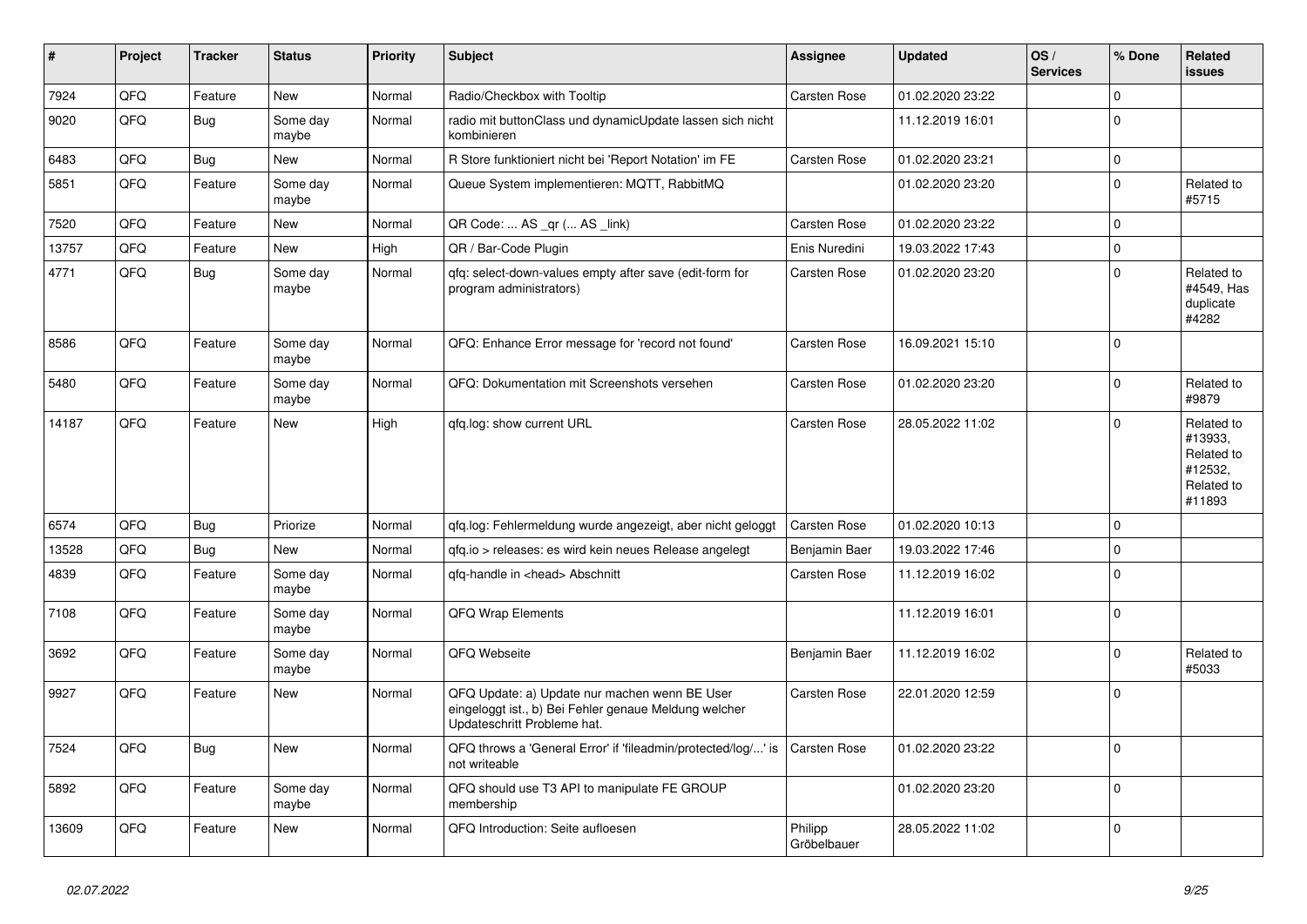| # | Project | Tracker | Status | Priority | Subject | Assignee | Updated | OS / Services | % Done | Related issues |
|---|---|---|---|---|---|---|---|---|---|---|
| 7924 | QFQ | Feature | New | Normal | Radio/Checkbox with Tooltip | Carsten Rose | 01.02.2020 23:22 | | 0 | |
| 9020 | QFQ | Bug | Some day maybe | Normal | radio mit buttonClass und dynamicUpdate lassen sich nicht kombinieren | | 11.12.2019 16:01 | | 0 | |
| 6483 | QFQ | Bug | New | Normal | R Store funktioniert nicht bei 'Report Notation' im FE | Carsten Rose | 01.02.2020 23:21 | | 0 | |
| 5851 | QFQ | Feature | Some day maybe | Normal | Queue System implementieren: MQTT, RabbitMQ | | 01.02.2020 23:20 | | 0 | Related to #5715 |
| 7520 | QFQ | Feature | New | Normal | QR Code: ... AS _qr ( ... AS _link) | Carsten Rose | 01.02.2020 23:22 | | 0 | |
| 13757 | QFQ | Feature | New | High | QR / Bar-Code Plugin | Enis Nuredini | 19.03.2022 17:43 | | 0 | |
| 4771 | QFQ | Bug | Some day maybe | Normal | qfq: select-down-values empty after save (edit-form for program administrators) | Carsten Rose | 01.02.2020 23:20 | | 0 | Related to #4549, Has duplicate #4282 |
| 8586 | QFQ | Feature | Some day maybe | Normal | QFQ: Enhance Error message for 'record not found' | Carsten Rose | 16.09.2021 15:10 | | 0 | |
| 5480 | QFQ | Feature | Some day maybe | Normal | QFQ: Dokumentation mit Screenshots versehen | Carsten Rose | 01.02.2020 23:20 | | 0 | Related to #9879 |
| 14187 | QFQ | Feature | New | High | qfq.log: show current URL | Carsten Rose | 28.05.2022 11:02 | | 0 | Related to #13933, Related to #12532, Related to #11893 |
| 6574 | QFQ | Bug | Priorize | Normal | qfq.log: Fehlermeldung wurde angezeigt, aber nicht geloggt | Carsten Rose | 01.02.2020 10:13 | | 0 | |
| 13528 | QFQ | Bug | New | Normal | qfq.io > releases: es wird kein neues Release angelegt | Benjamin Baer | 19.03.2022 17:46 | | 0 | |
| 4839 | QFQ | Feature | Some day maybe | Normal | qfq-handle in <head> Abschnitt | Carsten Rose | 11.12.2019 16:02 | | 0 | |
| 7108 | QFQ | Feature | Some day maybe | Normal | QFQ Wrap Elements | | 11.12.2019 16:01 | | 0 | |
| 3692 | QFQ | Feature | Some day maybe | Normal | QFQ Webseite | Benjamin Baer | 11.12.2019 16:02 | | 0 | Related to #5033 |
| 9927 | QFQ | Feature | New | Normal | QFQ Update: a) Update nur machen wenn BE User eingeloggt ist., b) Bei Fehler genaue Meldung welcher Updateschritt Probleme hat. | Carsten Rose | 22.01.2020 12:59 | | 0 | |
| 7524 | QFQ | Bug | New | Normal | QFQ throws a 'General Error' if 'fileadmin/protected/log/...' is not writeable | Carsten Rose | 01.02.2020 23:22 | | 0 | |
| 5892 | QFQ | Feature | Some day maybe | Normal | QFQ should use T3 API to manipulate FE GROUP membership | | 01.02.2020 23:20 | | 0 | |
| 13609 | QFQ | Feature | New | Normal | QFQ Introduction: Seite aufloesen | Philipp Gröbelbauer | 28.05.2022 11:02 | | 0 | |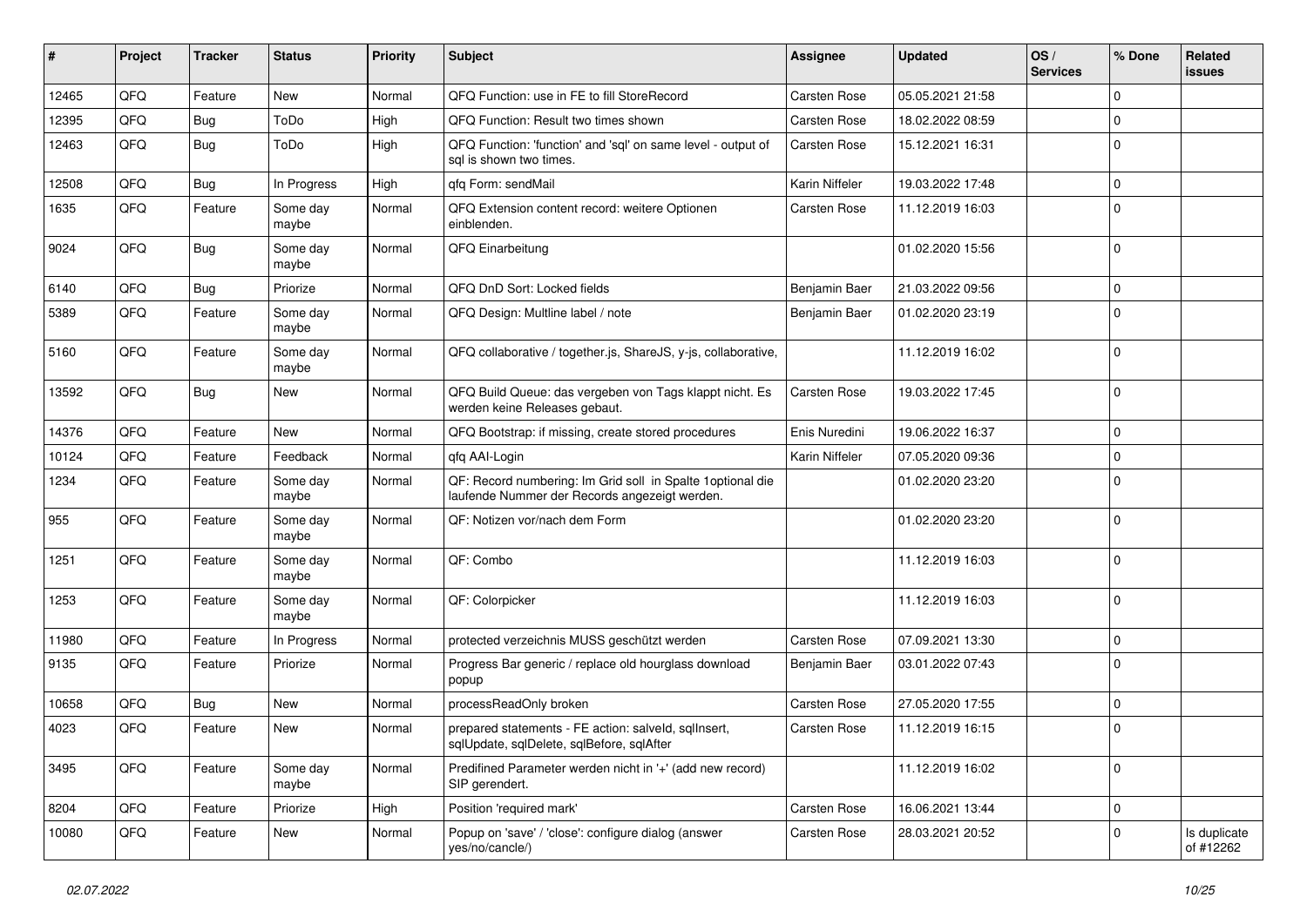| # | Project | Tracker | Status | Priority | Subject | Assignee | Updated | OS / Services | % Done | Related issues |
|---|---|---|---|---|---|---|---|---|---|---|
| 12465 | QFQ | Feature | New | Normal | QFQ Function: use in FE to fill StoreRecord | Carsten Rose | 05.05.2021 21:58 | | 0 | |
| 12395 | QFQ | Bug | ToDo | High | QFQ Function: Result two times shown | Carsten Rose | 18.02.2022 08:59 | | 0 | |
| 12463 | QFQ | Bug | ToDo | High | QFQ Function: 'function' and 'sql' on same level - output of sql is shown two times. | Carsten Rose | 15.12.2021 16:31 | | 0 | |
| 12508 | QFQ | Bug | In Progress | High | qfq Form: sendMail | Karin Niffeler | 19.03.2022 17:48 | | 0 | |
| 1635 | QFQ | Feature | Some day maybe | Normal | QFQ Extension content record: weitere Optionen einblenden. | Carsten Rose | 11.12.2019 16:03 | | 0 | |
| 9024 | QFQ | Bug | Some day maybe | Normal | QFQ Einarbeitung | | 01.02.2020 15:56 | | 0 | |
| 6140 | QFQ | Bug | Priorize | Normal | QFQ DnD Sort: Locked fields | Benjamin Baer | 21.03.2022 09:56 | | 0 | |
| 5389 | QFQ | Feature | Some day maybe | Normal | QFQ Design: Multline label / note | Benjamin Baer | 01.02.2020 23:19 | | 0 | |
| 5160 | QFQ | Feature | Some day maybe | Normal | QFQ collaborative / together.js, ShareJS, y-js, collaborative, | | 11.12.2019 16:02 | | 0 | |
| 13592 | QFQ | Bug | New | Normal | QFQ Build Queue: das vergeben von Tags klappt nicht. Es werden keine Releases gebaut. | Carsten Rose | 19.03.2022 17:45 | | 0 | |
| 14376 | QFQ | Feature | New | Normal | QFQ Bootstrap: if missing, create stored procedures | Enis Nuredini | 19.06.2022 16:37 | | 0 | |
| 10124 | QFQ | Feature | Feedback | Normal | qfq AAI-Login | Karin Niffeler | 07.05.2020 09:36 | | 0 | |
| 1234 | QFQ | Feature | Some day maybe | Normal | QF: Record numbering: Im Grid soll in Spalte 1optional die laufende Nummer der Records angezeigt werden. | | 01.02.2020 23:20 | | 0 | |
| 955 | QFQ | Feature | Some day maybe | Normal | QF: Notizen vor/nach dem Form | | 01.02.2020 23:20 | | 0 | |
| 1251 | QFQ | Feature | Some day maybe | Normal | QF: Combo | | 11.12.2019 16:03 | | 0 | |
| 1253 | QFQ | Feature | Some day maybe | Normal | QF: Colorpicker | | 11.12.2019 16:03 | | 0 | |
| 11980 | QFQ | Feature | In Progress | Normal | protected verzeichnis MUSS geschützt werden | Carsten Rose | 07.09.2021 13:30 | | 0 | |
| 9135 | QFQ | Feature | Priorize | Normal | Progress Bar generic / replace old hourglass download popup | Benjamin Baer | 03.01.2022 07:43 | | 0 | |
| 10658 | QFQ | Bug | New | Normal | processReadOnly broken | Carsten Rose | 27.05.2020 17:55 | | 0 | |
| 4023 | QFQ | Feature | New | Normal | prepared statements - FE action: salveld, sqlInsert, sqlUpdate, sqlDelete, sqlBefore, sqlAfter | Carsten Rose | 11.12.2019 16:15 | | 0 | |
| 3495 | QFQ | Feature | Some day maybe | Normal | Predifined Parameter werden nicht in '+' (add new record) SIP gerendert. | | 11.12.2019 16:02 | | 0 | |
| 8204 | QFQ | Feature | Priorize | High | Position 'required mark' | Carsten Rose | 16.06.2021 13:44 | | 0 | |
| 10080 | QFQ | Feature | New | Normal | Popup on 'save' / 'close': configure dialog (answer yes/no/cancle/) | Carsten Rose | 28.03.2021 20:52 | | 0 | Is duplicate of #12262 |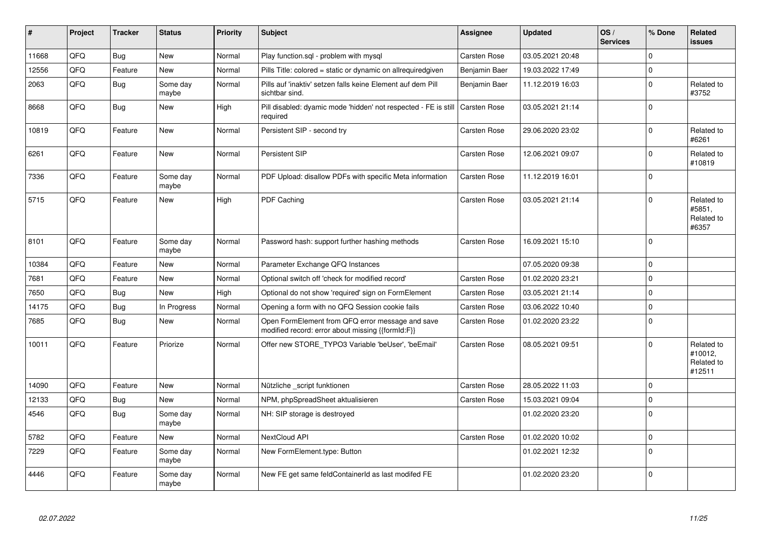| # | Project | Tracker | Status | Priority | Subject | Assignee | Updated | OS / Services | % Done | Related issues |
|---|---|---|---|---|---|---|---|---|---|---|
| 11668 | QFQ | Bug | New | Normal | Play function.sql - problem with mysql | Carsten Rose | 03.05.2021 20:48 | | 0 | |
| 12556 | QFQ | Feature | New | Normal | Pills Title: colored = static or dynamic on allrequiredgiven | Benjamin Baer | 19.03.2022 17:49 | | 0 | |
| 2063 | QFQ | Bug | Some day maybe | Normal | Pills auf 'inaktiv' setzen falls keine Element auf dem Pill sichtbar sind. | Benjamin Baer | 11.12.2019 16:03 | | 0 | Related to #3752 |
| 8668 | QFQ | Bug | New | High | Pill disabled: dyamic mode 'hidden' not respected - FE is still required | Carsten Rose | 03.05.2021 21:14 | | 0 | |
| 10819 | QFQ | Feature | New | Normal | Persistent SIP - second try | Carsten Rose | 29.06.2020 23:02 | | 0 | Related to #6261 |
| 6261 | QFQ | Feature | New | Normal | Persistent SIP | Carsten Rose | 12.06.2021 09:07 | | 0 | Related to #10819 |
| 7336 | QFQ | Feature | Some day maybe | Normal | PDF Upload: disallow PDFs with specific Meta information | Carsten Rose | 11.12.2019 16:01 | | 0 | |
| 5715 | QFQ | Feature | New | High | PDF Caching | Carsten Rose | 03.05.2021 21:14 | | 0 | Related to #5851, Related to #6357 |
| 8101 | QFQ | Feature | Some day maybe | Normal | Password hash: support further hashing methods | Carsten Rose | 16.09.2021 15:10 | | 0 | |
| 10384 | QFQ | Feature | New | Normal | Parameter Exchange QFQ Instances | | 07.05.2020 09:38 | | 0 | |
| 7681 | QFQ | Feature | New | Normal | Optional switch off 'check for modified record' | Carsten Rose | 01.02.2020 23:21 | | 0 | |
| 7650 | QFQ | Bug | New | High | Optional do not show 'required' sign on FormElement | Carsten Rose | 03.05.2021 21:14 | | 0 | |
| 14175 | QFQ | Bug | In Progress | Normal | Opening a form with no QFQ Session cookie fails | Carsten Rose | 03.06.2022 10:40 | | 0 | |
| 7685 | QFQ | Bug | New | Normal | Open FormElement from QFQ error message and save modified record: error about missing {{formId:F}} | Carsten Rose | 01.02.2020 23:22 | | 0 | |
| 10011 | QFQ | Feature | Priorize | Normal | Offer new STORE_TYPO3 Variable 'beUser', 'beEmail' | Carsten Rose | 08.05.2021 09:51 | | 0 | Related to #10012, Related to #12511 |
| 14090 | QFQ | Feature | New | Normal | Nützliche _script funktionen | Carsten Rose | 28.05.2022 11:03 | | 0 | |
| 12133 | QFQ | Bug | New | Normal | NPM, phpSpreadSheet aktualisieren | Carsten Rose | 15.03.2021 09:04 | | 0 | |
| 4546 | QFQ | Bug | Some day maybe | Normal | NH: SIP storage is destroyed | | 01.02.2020 23:20 | | 0 | |
| 5782 | QFQ | Feature | New | Normal | NextCloud API | Carsten Rose | 01.02.2020 10:02 | | 0 | |
| 7229 | QFQ | Feature | Some day maybe | Normal | New FormElement.type: Button | | 01.02.2021 12:32 | | 0 | |
| 4446 | QFQ | Feature | Some day maybe | Normal | New FE get same feldContainerId as last modifed FE | | 01.02.2020 23:20 | | 0 | |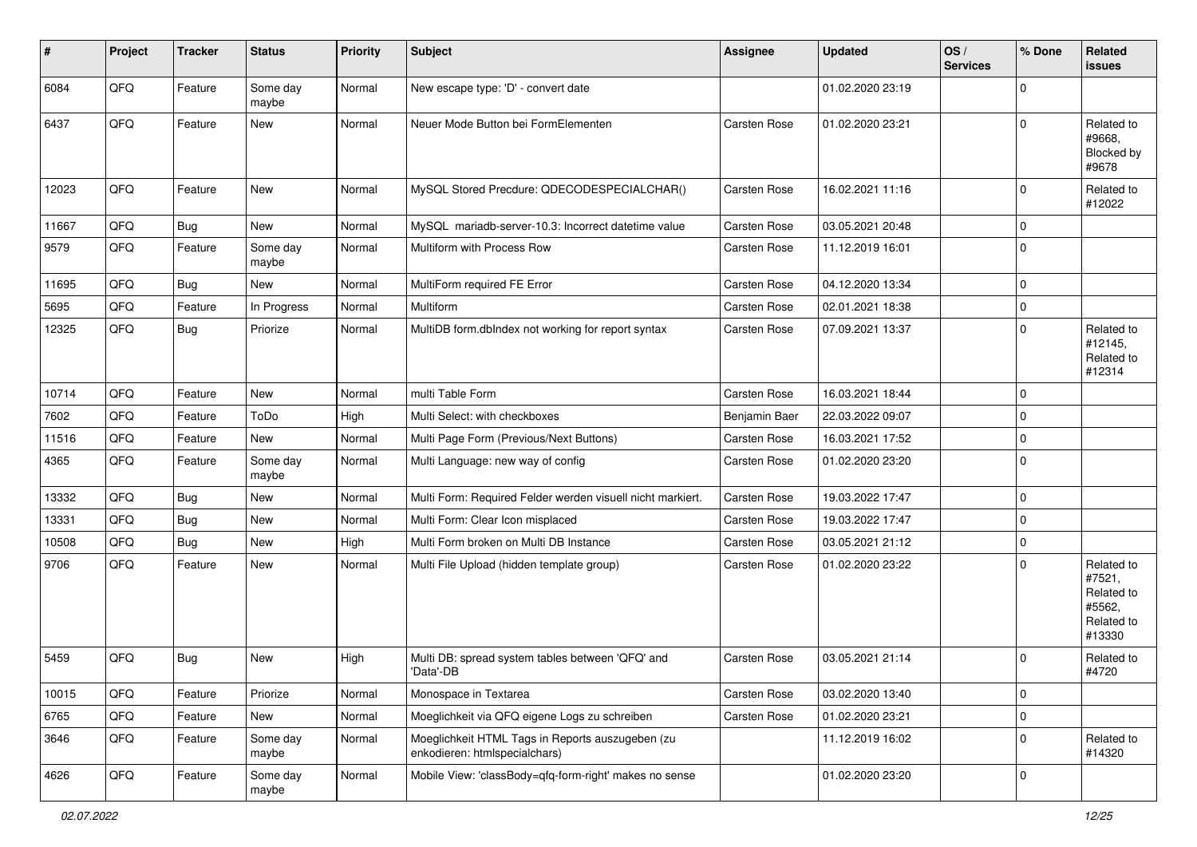| # | Project | Tracker | Status | Priority | Subject | Assignee | Updated | OS / Services | % Done | Related issues |
|---|---|---|---|---|---|---|---|---|---|---|
| 6084 | QFQ | Feature | Some day maybe | Normal | New escape type: 'D' - convert date | | 01.02.2020 23:19 | | 0 | |
| 6437 | QFQ | Feature | New | Normal | Neuer Mode Button bei FormElementen | Carsten Rose | 01.02.2020 23:21 | | 0 | Related to #9668, Blocked by #9678 |
| 12023 | QFQ | Feature | New | Normal | MySQL Stored Precdure: QDECODESPECIALCHAR() | Carsten Rose | 16.02.2021 11:16 | | 0 | Related to #12022 |
| 11667 | QFQ | Bug | New | Normal | MySQL mariadb-server-10.3: Incorrect datetime value | Carsten Rose | 03.05.2021 20:48 | | 0 | |
| 9579 | QFQ | Feature | Some day maybe | Normal | Multiform with Process Row | Carsten Rose | 11.12.2019 16:01 | | 0 | |
| 11695 | QFQ | Bug | New | Normal | MultiForm required FE Error | Carsten Rose | 04.12.2020 13:34 | | 0 | |
| 5695 | QFQ | Feature | In Progress | Normal | Multiform | Carsten Rose | 02.01.2021 18:38 | | 0 | |
| 12325 | QFQ | Bug | Priorize | Normal | MultiDB form.dbIndex not working for report syntax | Carsten Rose | 07.09.2021 13:37 | | 0 | Related to #12145, Related to #12314 |
| 10714 | QFQ | Feature | New | Normal | multi Table Form | Carsten Rose | 16.03.2021 18:44 | | 0 | |
| 7602 | QFQ | Feature | ToDo | High | Multi Select: with checkboxes | Benjamin Baer | 22.03.2022 09:07 | | 0 | |
| 11516 | QFQ | Feature | New | Normal | Multi Page Form (Previous/Next Buttons) | Carsten Rose | 16.03.2021 17:52 | | 0 | |
| 4365 | QFQ | Feature | Some day maybe | Normal | Multi Language: new way of config | Carsten Rose | 01.02.2020 23:20 | | 0 | |
| 13332 | QFQ | Bug | New | Normal | Multi Form: Required Felder werden visuell nicht markiert. | Carsten Rose | 19.03.2022 17:47 | | 0 | |
| 13331 | QFQ | Bug | New | Normal | Multi Form: Clear Icon misplaced | Carsten Rose | 19.03.2022 17:47 | | 0 | |
| 10508 | QFQ | Bug | New | High | Multi Form broken on Multi DB Instance | Carsten Rose | 03.05.2021 21:12 | | 0 | |
| 9706 | QFQ | Feature | New | Normal | Multi File Upload (hidden template group) | Carsten Rose | 01.02.2020 23:22 | | 0 | Related to #7521, Related to #5562, Related to #13330 |
| 5459 | QFQ | Bug | New | High | Multi DB: spread system tables between 'QFQ' and 'Data'-DB | Carsten Rose | 03.05.2021 21:14 | | 0 | Related to #4720 |
| 10015 | QFQ | Feature | Priorize | Normal | Monospace in Textarea | Carsten Rose | 03.02.2020 13:40 | | 0 | |
| 6765 | QFQ | Feature | New | Normal | Moeglichkeit via QFQ eigene Logs zu schreiben | Carsten Rose | 01.02.2020 23:21 | | 0 | |
| 3646 | QFQ | Feature | Some day maybe | Normal | Moeglichkeit HTML Tags in Reports auszugeben (zu enkodieren: htmlspecialchars) | | 11.12.2019 16:02 | | 0 | Related to #14320 |
| 4626 | QFQ | Feature | Some day maybe | Normal | Mobile View: 'classBody=qfq-form-right' makes no sense | | 01.02.2020 23:20 | | 0 | |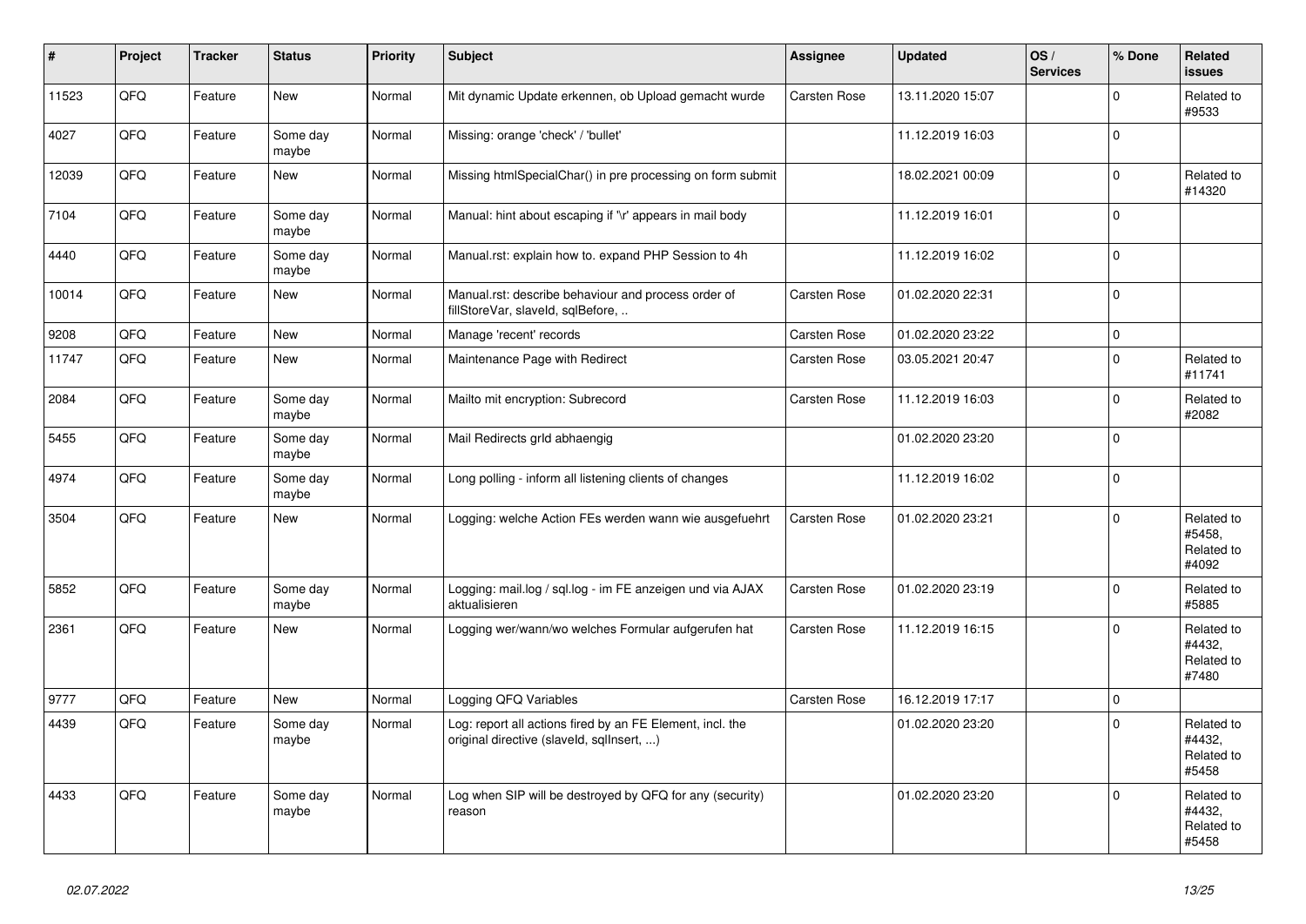| # | Project | Tracker | Status | Priority | Subject | Assignee | Updated | OS / Services | % Done | Related issues |
|---|---|---|---|---|---|---|---|---|---|---|
| 11523 | QFQ | Feature | New | Normal | Mit dynamic Update erkennen, ob Upload gemacht wurde | Carsten Rose | 13.11.2020 15:07 | | 0 | Related to #9533 |
| 4027 | QFQ | Feature | Some day maybe | Normal | Missing: orange 'check' / 'bullet' | | 11.12.2019 16:03 | | 0 | |
| 12039 | QFQ | Feature | New | Normal | Missing htmlSpecialChar() in pre processing on form submit | | 18.02.2021 00:09 | | 0 | Related to #14320 |
| 7104 | QFQ | Feature | Some day maybe | Normal | Manual: hint about escaping if '\r' appears in mail body | | 11.12.2019 16:01 | | 0 | |
| 4440 | QFQ | Feature | Some day maybe | Normal | Manual.rst: explain how to. expand PHP Session to 4h | | 11.12.2019 16:02 | | 0 | |
| 10014 | QFQ | Feature | New | Normal | Manual.rst: describe behaviour and process order of fillStoreVar, slaveId, sqlBefore, .. | Carsten Rose | 01.02.2020 22:31 | | 0 | |
| 9208 | QFQ | Feature | New | Normal | Manage 'recent' records | Carsten Rose | 01.02.2020 23:22 | | 0 | |
| 11747 | QFQ | Feature | New | Normal | Maintenance Page with Redirect | Carsten Rose | 03.05.2021 20:47 | | 0 | Related to #11741 |
| 2084 | QFQ | Feature | Some day maybe | Normal | Mailto mit encryption: Subrecord | Carsten Rose | 11.12.2019 16:03 | | 0 | Related to #2082 |
| 5455 | QFQ | Feature | Some day maybe | Normal | Mail Redirects grId abhaengig | | 01.02.2020 23:20 | | 0 | |
| 4974 | QFQ | Feature | Some day maybe | Normal | Long polling - inform all listening clients of changes | | 11.12.2019 16:02 | | 0 | |
| 3504 | QFQ | Feature | New | Normal | Logging: welche Action FEs werden wann wie ausgefuehrt | Carsten Rose | 01.02.2020 23:21 | | 0 | Related to #5458, Related to #4092 |
| 5852 | QFQ | Feature | Some day maybe | Normal | Logging: mail.log / sql.log - im FE anzeigen und via AJAX aktualisieren | Carsten Rose | 01.02.2020 23:19 | | 0 | Related to #5885 |
| 2361 | QFQ | Feature | New | Normal | Logging wer/wann/wo welches Formular aufgerufen hat | Carsten Rose | 11.12.2019 16:15 | | 0 | Related to #4432, Related to #7480 |
| 9777 | QFQ | Feature | New | Normal | Logging QFQ Variables | Carsten Rose | 16.12.2019 17:17 | | 0 | |
| 4439 | QFQ | Feature | Some day maybe | Normal | Log: report all actions fired by an FE Element, incl. the original directive (slaveId, sqlInsert, ...) | | 01.02.2020 23:20 | | 0 | Related to #4432, Related to #5458 |
| 4433 | QFQ | Feature | Some day maybe | Normal | Log when SIP will be destroyed by QFQ for any (security) reason | | 01.02.2020 23:20 | | 0 | Related to #4432, Related to #5458 |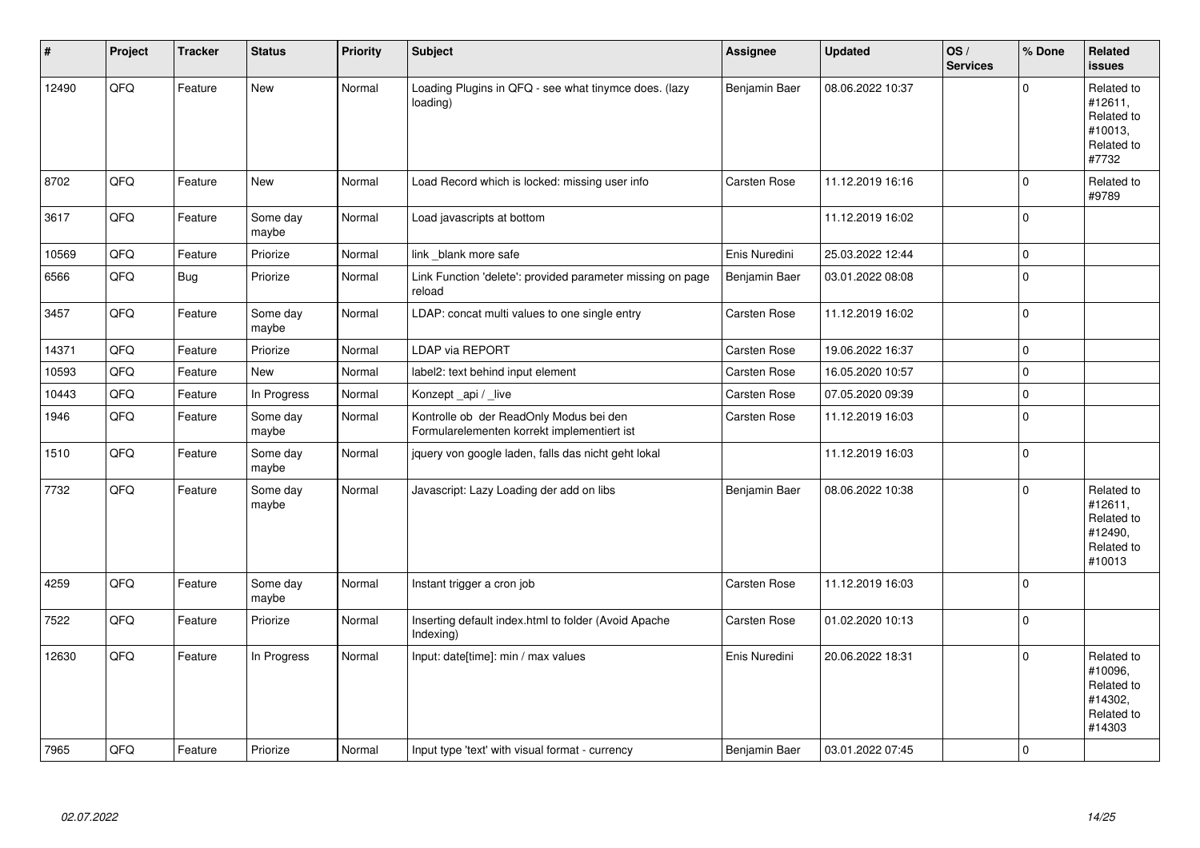| # | Project | Tracker | Status | Priority | Subject | Assignee | Updated | OS / Services | % Done | Related issues |
|---|---|---|---|---|---|---|---|---|---|---|
| 12490 | QFQ | Feature | New | Normal | Loading Plugins in QFQ - see what tinymce does. (lazy loading) | Benjamin Baer | 08.06.2022 10:37 | | 0 | Related to #12611, Related to #10013, Related to #7732 |
| 8702 | QFQ | Feature | New | Normal | Load Record which is locked: missing user info | Carsten Rose | 11.12.2019 16:16 | | 0 | Related to #9789 |
| 3617 | QFQ | Feature | Some day maybe | Normal | Load javascripts at bottom | | 11.12.2019 16:02 | | 0 | |
| 10569 | QFQ | Feature | Priorize | Normal | link _blank more safe | Enis Nuredini | 25.03.2022 12:44 | | 0 | |
| 6566 | QFQ | Bug | Priorize | Normal | Link Function 'delete': provided parameter missing on page reload | Benjamin Baer | 03.01.2022 08:08 | | 0 | |
| 3457 | QFQ | Feature | Some day maybe | Normal | LDAP: concat multi values to one single entry | Carsten Rose | 11.12.2019 16:02 | | 0 | |
| 14371 | QFQ | Feature | Priorize | Normal | LDAP via REPORT | Carsten Rose | 19.06.2022 16:37 | | 0 | |
| 10593 | QFQ | Feature | New | Normal | label2: text behind input element | Carsten Rose | 16.05.2020 10:57 | | 0 | |
| 10443 | QFQ | Feature | In Progress | Normal | Konzept _api / _live | Carsten Rose | 07.05.2020 09:39 | | 0 | |
| 1946 | QFQ | Feature | Some day maybe | Normal | Kontrolle ob der ReadOnly Modus bei den Formularelementen korrekt implementiert ist | Carsten Rose | 11.12.2019 16:03 | | 0 | |
| 1510 | QFQ | Feature | Some day maybe | Normal | jquery von google laden, falls das nicht geht lokal | | 11.12.2019 16:03 | | 0 | |
| 7732 | QFQ | Feature | Some day maybe | Normal | Javascript: Lazy Loading der add on libs | Benjamin Baer | 08.06.2022 10:38 | | 0 | Related to #12611, Related to #12490, Related to #10013 |
| 4259 | QFQ | Feature | Some day maybe | Normal | Instant trigger a cron job | Carsten Rose | 11.12.2019 16:03 | | 0 | |
| 7522 | QFQ | Feature | Priorize | Normal | Inserting default index.html to folder (Avoid Apache Indexing) | Carsten Rose | 01.02.2020 10:13 | | 0 | |
| 12630 | QFQ | Feature | In Progress | Normal | Input: date[time]: min / max values | Enis Nuredini | 20.06.2022 18:31 | | 0 | Related to #10096, Related to #14302, Related to #14303 |
| 7965 | QFQ | Feature | Priorize | Normal | Input type 'text' with visual format - currency | Benjamin Baer | 03.01.2022 07:45 | | 0 | |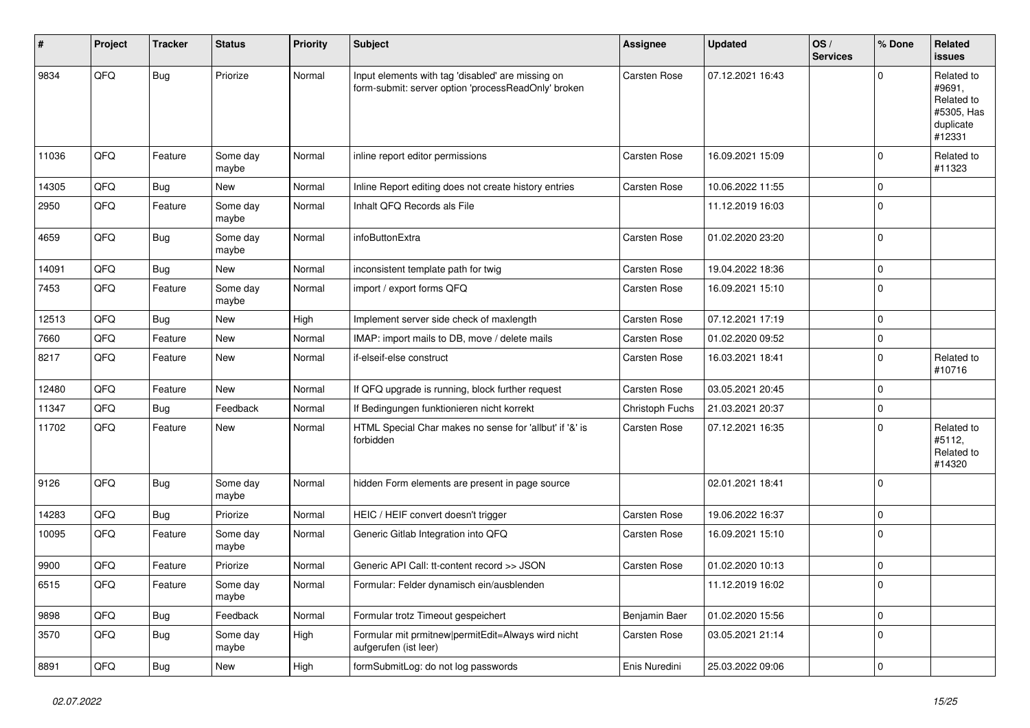| # | Project | Tracker | Status | Priority | Subject | Assignee | Updated | OS / Services | % Done | Related issues |
|---|---|---|---|---|---|---|---|---|---|---|
| 9834 | QFQ | Bug | Priorize | Normal | Input elements with tag 'disabled' are missing on form-submit: server option 'processReadOnly' broken | Carsten Rose | 07.12.2021 16:43 | | 0 | Related to #9691, Related to #5305, Has duplicate #12331 |
| 11036 | QFQ | Feature | Some day maybe | Normal | inline report editor permissions | Carsten Rose | 16.09.2021 15:09 | | 0 | Related to #11323 |
| 14305 | QFQ | Bug | New | Normal | Inline Report editing does not create history entries | Carsten Rose | 10.06.2022 11:55 | | 0 | |
| 2950 | QFQ | Feature | Some day maybe | Normal | Inhalt QFQ Records als File | | 11.12.2019 16:03 | | 0 | |
| 4659 | QFQ | Bug | Some day maybe | Normal | infoButtonExtra | Carsten Rose | 01.02.2020 23:20 | | 0 | |
| 14091 | QFQ | Bug | New | Normal | inconsistent template path for twig | Carsten Rose | 19.04.2022 18:36 | | 0 | |
| 7453 | QFQ | Feature | Some day maybe | Normal | import / export forms QFQ | Carsten Rose | 16.09.2021 15:10 | | 0 | |
| 12513 | QFQ | Bug | New | High | Implement server side check of maxlength | Carsten Rose | 07.12.2021 17:19 | | 0 | |
| 7660 | QFQ | Feature | New | Normal | IMAP: import mails to DB, move / delete mails | Carsten Rose | 01.02.2020 09:52 | | 0 | |
| 8217 | QFQ | Feature | New | Normal | if-elseif-else construct | Carsten Rose | 16.03.2021 18:41 | | 0 | Related to #10716 |
| 12480 | QFQ | Feature | New | Normal | If QFQ upgrade is running, block further request | Carsten Rose | 03.05.2021 20:45 | | 0 | |
| 11347 | QFQ | Bug | Feedback | Normal | If Bedingungen funktionieren nicht korrekt | Christoph Fuchs | 21.03.2021 20:37 | | 0 | |
| 11702 | QFQ | Feature | New | Normal | HTML Special Char makes no sense for 'allbut' if '&' is forbidden | Carsten Rose | 07.12.2021 16:35 | | 0 | Related to #5112, Related to #14320 |
| 9126 | QFQ | Bug | Some day maybe | Normal | hidden Form elements are present in page source | | 02.01.2021 18:41 | | 0 | |
| 14283 | QFQ | Bug | Priorize | Normal | HEIC / HEIF convert doesn't trigger | Carsten Rose | 19.06.2022 16:37 | | 0 | |
| 10095 | QFQ | Feature | Some day maybe | Normal | Generic Gitlab Integration into QFQ | Carsten Rose | 16.09.2021 15:10 | | 0 | |
| 9900 | QFQ | Feature | Priorize | Normal | Generic API Call: tt-content record >> JSON | Carsten Rose | 01.02.2020 10:13 | | 0 | |
| 6515 | QFQ | Feature | Some day maybe | Normal | Formular: Felder dynamisch ein/ausblenden | | 11.12.2019 16:02 | | 0 | |
| 9898 | QFQ | Bug | Feedback | Normal | Formular trotz Timeout gespeichert | Benjamin Baer | 01.02.2020 15:56 | | 0 | |
| 3570 | QFQ | Bug | Some day maybe | High | Formular mit prmitnew\|permitEdit=Always wird nicht aufgerufen (ist leer) | Carsten Rose | 03.05.2021 21:14 | | 0 | |
| 8891 | QFQ | Bug | New | High | formSubmitLog: do not log passwords | Enis Nuredini | 25.03.2022 09:06 | | 0 | |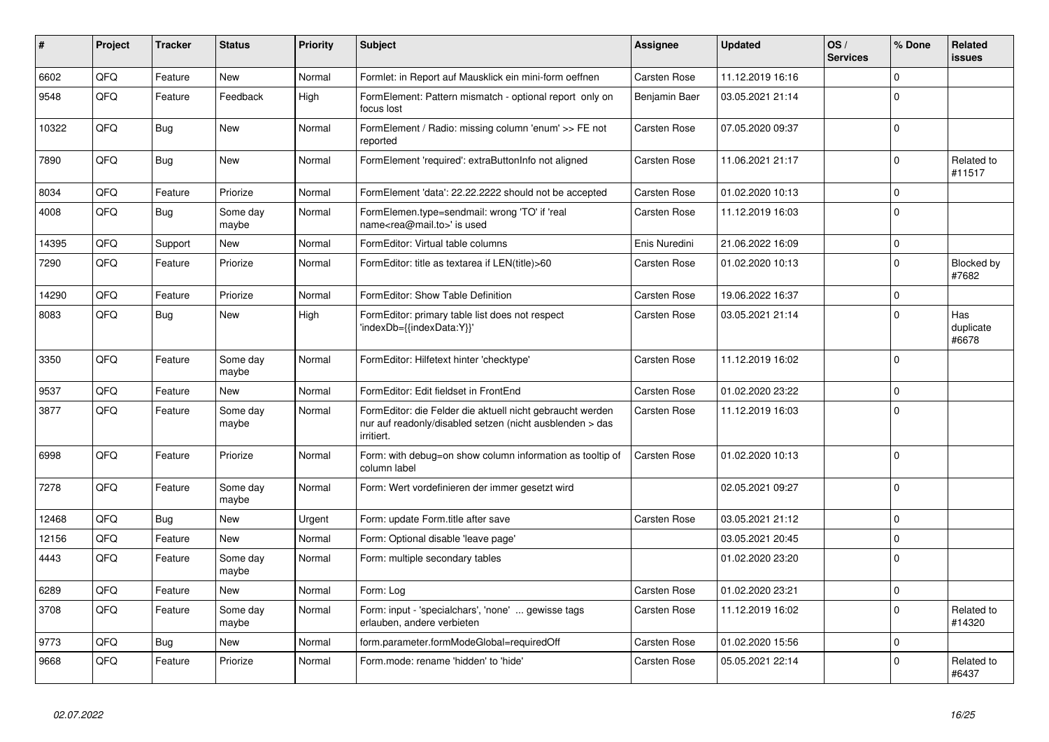| # | Project | Tracker | Status | Priority | Subject | Assignee | Updated | OS / Services | % Done | Related issues |
|---|---|---|---|---|---|---|---|---|---|---|
| 6602 | QFQ | Feature | New | Normal | Formlet: in Report auf Mausklick ein mini-form oeffnen | Carsten Rose | 11.12.2019 16:16 | | 0 | |
| 9548 | QFQ | Feature | Feedback | High | FormElement: Pattern mismatch - optional report only on focus lost | Benjamin Baer | 03.05.2021 21:14 | | 0 | |
| 10322 | QFQ | Bug | New | Normal | FormElement / Radio: missing column 'enum' >> FE not reported | Carsten Rose | 07.05.2020 09:37 | | 0 | |
| 7890 | QFQ | Bug | New | Normal | FormElement 'required': extraButtonInfo not aligned | Carsten Rose | 11.06.2021 21:17 | | 0 | Related to #11517 |
| 8034 | QFQ | Feature | Priorize | Normal | FormElement 'data': 22.22.2222 should not be accepted | Carsten Rose | 01.02.2020 10:13 | | 0 | |
| 4008 | QFQ | Bug | Some day maybe | Normal | FormElemen.type=sendmail: wrong 'TO' if 'real name<rea@mail.to>' is used | Carsten Rose | 11.12.2019 16:03 | | 0 | |
| 14395 | QFQ | Support | New | Normal | FormEditor: Virtual table columns | Enis Nuredini | 21.06.2022 16:09 | | 0 | |
| 7290 | QFQ | Feature | Priorize | Normal | FormEditor: title as textarea if LEN(title)>60 | Carsten Rose | 01.02.2020 10:13 | | 0 | Blocked by #7682 |
| 14290 | QFQ | Feature | Priorize | Normal | FormEditor: Show Table Definition | Carsten Rose | 19.06.2022 16:37 | | 0 | |
| 8083 | QFQ | Bug | New | High | FormEditor: primary table list does not respect 'indexDb={{indexData:Y}}' | Carsten Rose | 03.05.2021 21:14 | | 0 | Has duplicate #6678 |
| 3350 | QFQ | Feature | Some day maybe | Normal | FormEditor: Hilfetext hinter 'checktype' | Carsten Rose | 11.12.2019 16:02 | | 0 | |
| 9537 | QFQ | Feature | New | Normal | FormEditor: Edit fieldset in FrontEnd | Carsten Rose | 01.02.2020 23:22 | | 0 | |
| 3877 | QFQ | Feature | Some day maybe | Normal | FormEditor: die Felder die aktuell nicht gebraucht werden nur auf readonly/disabled setzen (nicht ausblenden > das irritiert. | Carsten Rose | 11.12.2019 16:03 | | 0 | |
| 6998 | QFQ | Feature | Priorize | Normal | Form: with debug=on show column information as tooltip of column label | Carsten Rose | 01.02.2020 10:13 | | 0 | |
| 7278 | QFQ | Feature | Some day maybe | Normal | Form: Wert vordefinieren der immer gesetzt wird | | 02.05.2021 09:27 | | 0 | |
| 12468 | QFQ | Bug | New | Urgent | Form: update Form.title after save | Carsten Rose | 03.05.2021 21:12 | | 0 | |
| 12156 | QFQ | Feature | New | Normal | Form: Optional disable 'leave page' | | 03.05.2021 20:45 | | 0 | |
| 4443 | QFQ | Feature | Some day maybe | Normal | Form: multiple secondary tables | | 01.02.2020 23:20 | | 0 | |
| 6289 | QFQ | Feature | New | Normal | Form: Log | Carsten Rose | 01.02.2020 23:21 | | 0 | |
| 3708 | QFQ | Feature | Some day maybe | Normal | Form: input - 'specialchars', 'none' ... gewisse tags erlauben, andere verbieten | Carsten Rose | 11.12.2019 16:02 | | 0 | Related to #14320 |
| 9773 | QFQ | Bug | New | Normal | form.parameter.formModeGlobal=requiredOff | Carsten Rose | 01.02.2020 15:56 | | 0 | |
| 9668 | QFQ | Feature | Priorize | Normal | Form.mode: rename 'hidden' to 'hide' | Carsten Rose | 05.05.2021 22:14 | | 0 | Related to #6437 |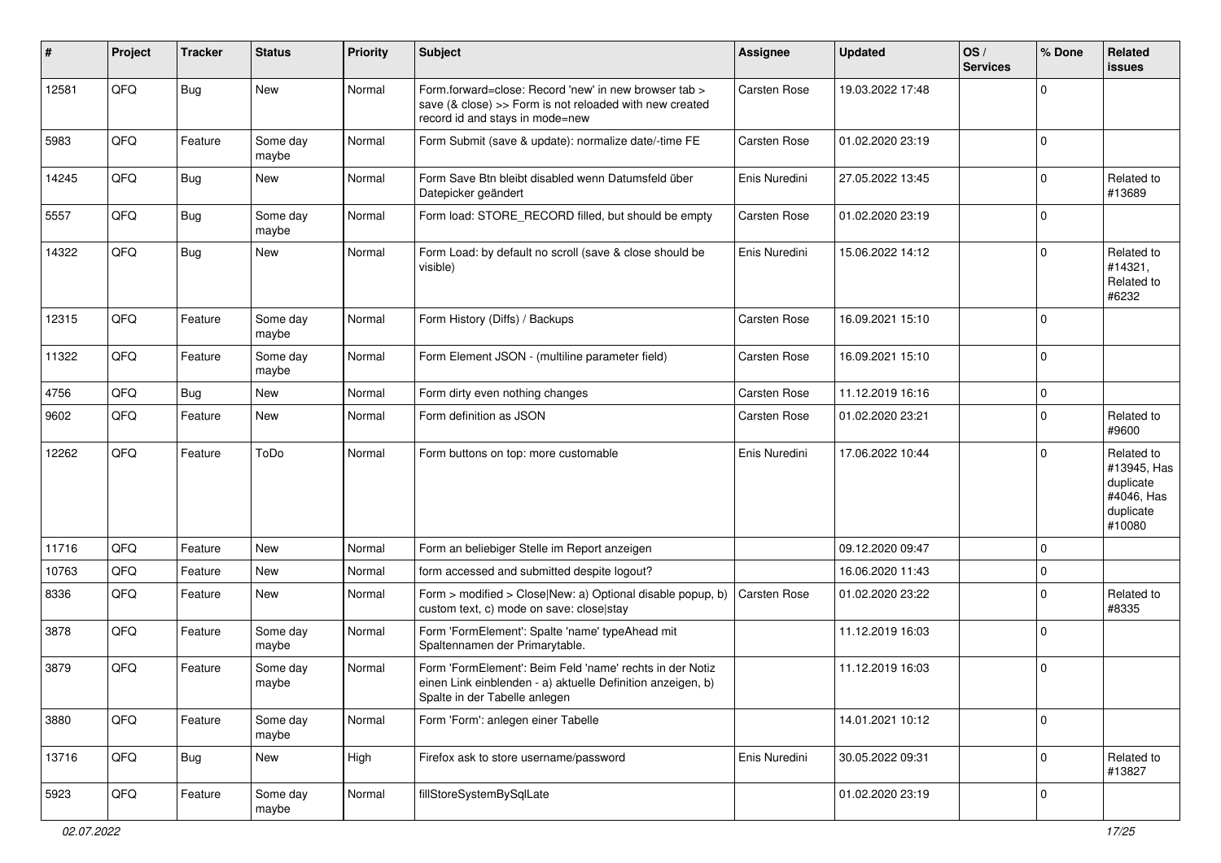| # | Project | Tracker | Status | Priority | Subject | Assignee | Updated | OS / Services | % Done | Related issues |
|---|---|---|---|---|---|---|---|---|---|---|
| 12581 | QFQ | Bug | New | Normal | Form.forward=close: Record 'new' in new browser tab > save (& close) >> Form is not reloaded with new created record id and stays in mode=new | Carsten Rose | 19.03.2022 17:48 | | 0 | |
| 5983 | QFQ | Feature | Some day maybe | Normal | Form Submit (save & update): normalize date/-time FE | Carsten Rose | 01.02.2020 23:19 | | 0 | |
| 14245 | QFQ | Bug | New | Normal | Form Save Btn bleibt disabled wenn Datumsfeld über Datepicker geändert | Enis Nuredini | 27.05.2022 13:45 | | 0 | Related to #13689 |
| 5557 | QFQ | Bug | Some day maybe | Normal | Form load: STORE_RECORD filled, but should be empty | Carsten Rose | 01.02.2020 23:19 | | 0 | |
| 14322 | QFQ | Bug | New | Normal | Form Load: by default no scroll (save & close should be visible) | Enis Nuredini | 15.06.2022 14:12 | | 0 | Related to #14321, Related to #6232 |
| 12315 | QFQ | Feature | Some day maybe | Normal | Form History (Diffs) / Backups | Carsten Rose | 16.09.2021 15:10 | | 0 | |
| 11322 | QFQ | Feature | Some day maybe | Normal | Form Element JSON - (multiline parameter field) | Carsten Rose | 16.09.2021 15:10 | | 0 | |
| 4756 | QFQ | Bug | New | Normal | Form dirty even nothing changes | Carsten Rose | 11.12.2019 16:16 | | 0 | |
| 9602 | QFQ | Feature | New | Normal | Form definition as JSON | Carsten Rose | 01.02.2020 23:21 | | 0 | Related to #9600 |
| 12262 | QFQ | Feature | ToDo | Normal | Form buttons on top: more customable | Enis Nuredini | 17.06.2022 10:44 | | 0 | Related to #13945, Has duplicate #4046, Has duplicate #10080 |
| 11716 | QFQ | Feature | New | Normal | Form an beliebiger Stelle im Report anzeigen | | 09.12.2020 09:47 | | 0 | |
| 10763 | QFQ | Feature | New | Normal | form accessed and submitted despite logout? | | 16.06.2020 11:43 | | 0 | |
| 8336 | QFQ | Feature | New | Normal | Form > modified > Close\|New: a) Optional disable popup, b) custom text, c) mode on save: close\|stay | Carsten Rose | 01.02.2020 23:22 | | 0 | Related to #8335 |
| 3878 | QFQ | Feature | Some day maybe | Normal | Form 'FormElement': Spalte 'name' typeAhead mit Spaltennamen der Primarytable. | | 11.12.2019 16:03 | | 0 | |
| 3879 | QFQ | Feature | Some day maybe | Normal | Form 'FormElement': Beim Feld 'name' rechts in der Notiz einen Link einblenden - a) aktuelle Definition anzeigen, b) Spalte in der Tabelle anlegen | | 11.12.2019 16:03 | | 0 | |
| 3880 | QFQ | Feature | Some day maybe | Normal | Form 'Form': anlegen einer Tabelle | | 14.01.2021 10:12 | | 0 | |
| 13716 | QFQ | Bug | New | High | Firefox ask to store username/password | Enis Nuredini | 30.05.2022 09:31 | | 0 | Related to #13827 |
| 5923 | QFQ | Feature | Some day maybe | Normal | fillStoreSystemBySqlLate | | 01.02.2020 23:19 | | 0 | |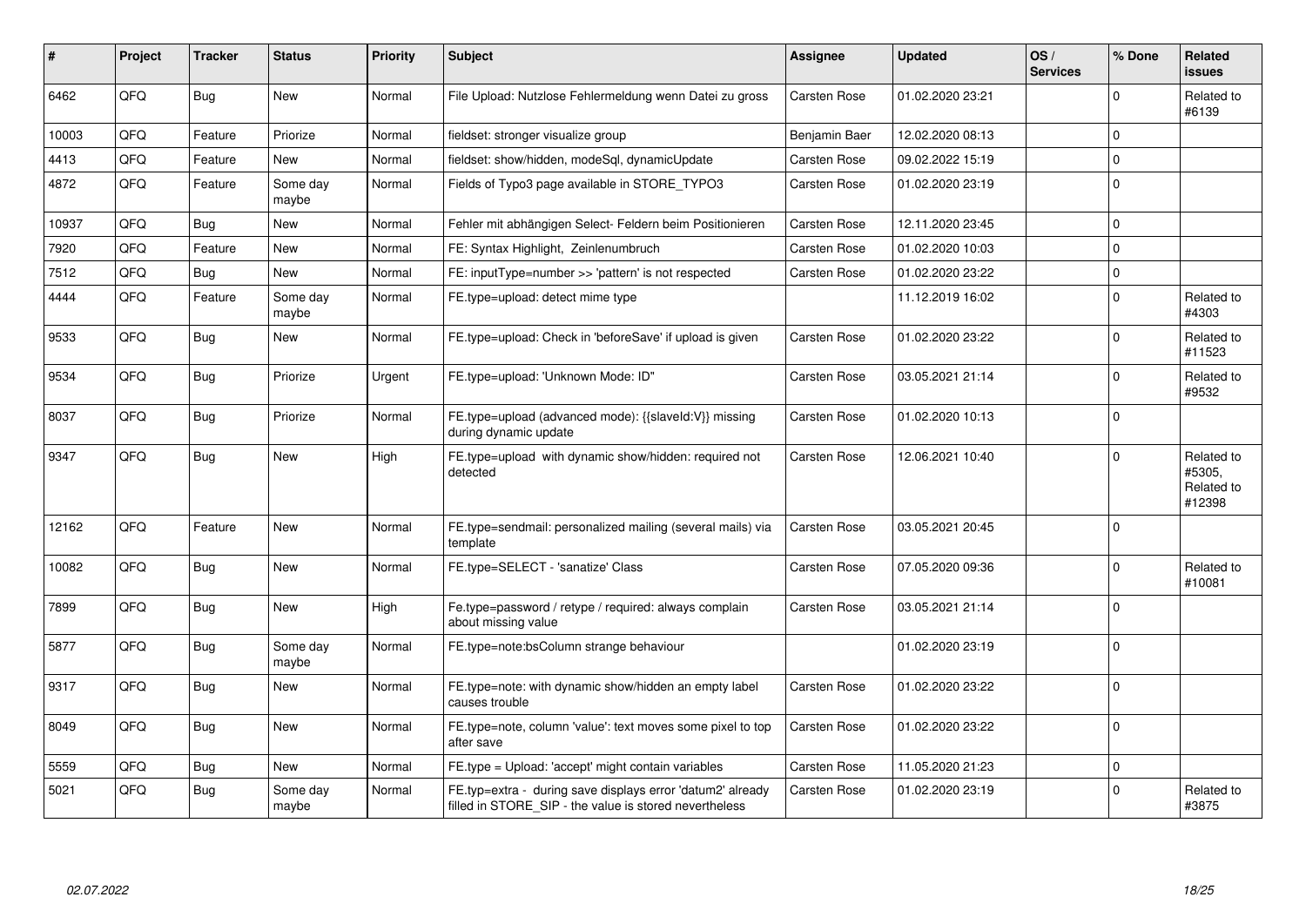| # | Project | Tracker | Status | Priority | Subject | Assignee | Updated | OS / Services | % Done | Related issues |
|---|---|---|---|---|---|---|---|---|---|---|
| 6462 | QFQ | Bug | New | Normal | File Upload: Nutzlose Fehlermeldung wenn Datei zu gross | Carsten Rose | 01.02.2020 23:21 | | 0 | Related to #6139 |
| 10003 | QFQ | Feature | Priorize | Normal | fieldset: stronger visualize group | Benjamin Baer | 12.02.2020 08:13 | | 0 | |
| 4413 | QFQ | Feature | New | Normal | fieldset: show/hidden, modeSql, dynamicUpdate | Carsten Rose | 09.02.2022 15:19 | | 0 | |
| 4872 | QFQ | Feature | Some day maybe | Normal | Fields of Typo3 page available in STORE_TYPO3 | Carsten Rose | 01.02.2020 23:19 | | 0 | |
| 10937 | QFQ | Bug | New | Normal | Fehler mit abhängigen Select- Feldern beim Positionieren | Carsten Rose | 12.11.2020 23:45 | | 0 | |
| 7920 | QFQ | Feature | New | Normal | FE: Syntax Highlight, Zeinlenumbruch | Carsten Rose | 01.02.2020 10:03 | | 0 | |
| 7512 | QFQ | Bug | New | Normal | FE: inputType=number >> 'pattern' is not respected | Carsten Rose | 01.02.2020 23:22 | | 0 | |
| 4444 | QFQ | Feature | Some day maybe | Normal | FE.type=upload: detect mime type | | 11.12.2019 16:02 | | 0 | Related to #4303 |
| 9533 | QFQ | Bug | New | Normal | FE.type=upload: Check in 'beforeSave' if upload is given | Carsten Rose | 01.02.2020 23:22 | | 0 | Related to #11523 |
| 9534 | QFQ | Bug | Priorize | Urgent | FE.type=upload: 'Unknown Mode: ID" | Carsten Rose | 03.05.2021 21:14 | | 0 | Related to #9532 |
| 8037 | QFQ | Bug | Priorize | Normal | FE.type=upload (advanced mode): {{slaveId:V}} missing during dynamic update | Carsten Rose | 01.02.2020 10:13 | | 0 | |
| 9347 | QFQ | Bug | New | High | FE.type=upload with dynamic show/hidden: required not detected | Carsten Rose | 12.06.2021 10:40 | | 0 | Related to #5305, Related to #12398 |
| 12162 | QFQ | Feature | New | Normal | FE.type=sendmail: personalized mailing (several mails) via template | Carsten Rose | 03.05.2021 20:45 | | 0 | |
| 10082 | QFQ | Bug | New | Normal | FE.type=SELECT - 'sanatize' Class | Carsten Rose | 07.05.2020 09:36 | | 0 | Related to #10081 |
| 7899 | QFQ | Bug | New | High | Fe.type=password / retype / required: always complain about missing value | Carsten Rose | 03.05.2021 21:14 | | 0 | |
| 5877 | QFQ | Bug | Some day maybe | Normal | FE.type=note:bsColumn strange behaviour | | 01.02.2020 23:19 | | 0 | |
| 9317 | QFQ | Bug | New | Normal | FE.type=note: with dynamic show/hidden an empty label causes trouble | Carsten Rose | 01.02.2020 23:22 | | 0 | |
| 8049 | QFQ | Bug | New | Normal | FE.type=note, column 'value': text moves some pixel to top after save | Carsten Rose | 01.02.2020 23:22 | | 0 | |
| 5559 | QFQ | Bug | New | Normal | FE.type = Upload: 'accept' might contain variables | Carsten Rose | 11.05.2020 21:23 | | 0 | |
| 5021 | QFQ | Bug | Some day maybe | Normal | FE.typ=extra - during save displays error 'datum2' already filled in STORE_SIP - the value is stored nevertheless | Carsten Rose | 01.02.2020 23:19 | | 0 | Related to #3875 |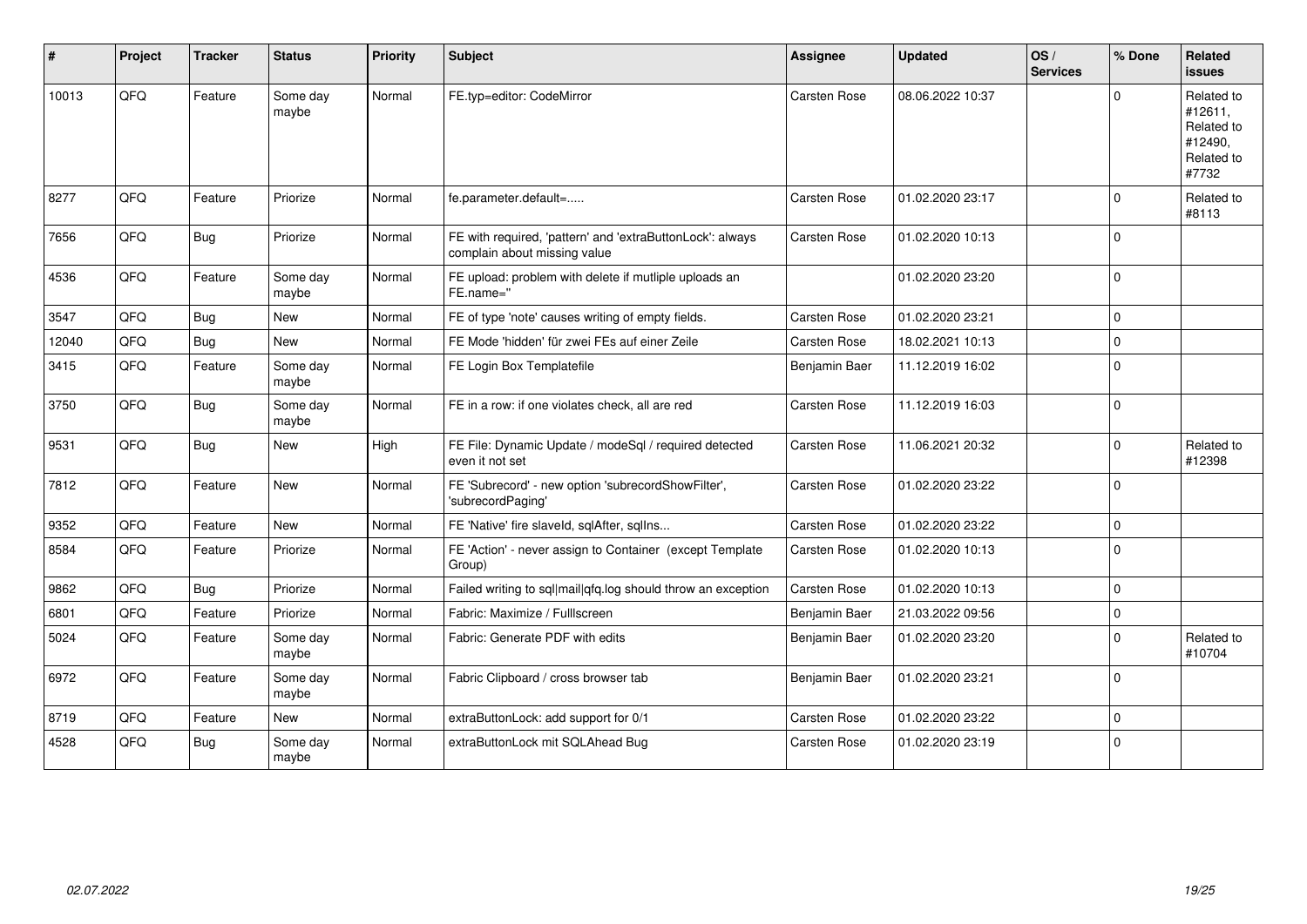| # | Project | Tracker | Status | Priority | Subject | Assignee | Updated | OS / Services | % Done | Related issues |
|---|---|---|---|---|---|---|---|---|---|---|
| 10013 | QFQ | Feature | Some day maybe | Normal | FE.typ=editor: CodeMirror | Carsten Rose | 08.06.2022 10:37 | | 0 | Related to #12611, Related to #12490, Related to #7732 |
| 8277 | QFQ | Feature | Priorize | Normal | fe.parameter.default=..... | Carsten Rose | 01.02.2020 23:17 | | 0 | Related to #8113 |
| 7656 | QFQ | Bug | Priorize | Normal | FE with required, 'pattern' and 'extraButtonLock': always complain about missing value | Carsten Rose | 01.02.2020 10:13 | | 0 | |
| 4536 | QFQ | Feature | Some day maybe | Normal | FE upload: problem with delete if mutliple uploads an FE.name=" | | 01.02.2020 23:20 | | 0 | |
| 3547 | QFQ | Bug | New | Normal | FE of type 'note' causes writing of empty fields. | Carsten Rose | 01.02.2020 23:21 | | 0 | |
| 12040 | QFQ | Bug | New | Normal | FE Mode 'hidden' für zwei FEs auf einer Zeile | Carsten Rose | 18.02.2021 10:13 | | 0 | |
| 3415 | QFQ | Feature | Some day maybe | Normal | FE Login Box Templatefile | Benjamin Baer | 11.12.2019 16:02 | | 0 | |
| 3750 | QFQ | Bug | Some day maybe | Normal | FE in a row: if one violates check, all are red | Carsten Rose | 11.12.2019 16:03 | | 0 | |
| 9531 | QFQ | Bug | New | High | FE File: Dynamic Update / modeSql / required detected even it not set | Carsten Rose | 11.06.2021 20:32 | | 0 | Related to #12398 |
| 7812 | QFQ | Feature | New | Normal | FE 'Subrecord' - new option 'subrecordShowFilter', 'subrecordPaging' | Carsten Rose | 01.02.2020 23:22 | | 0 | |
| 9352 | QFQ | Feature | New | Normal | FE 'Native' fire slaveId, sqlAfter, sqlIns... | Carsten Rose | 01.02.2020 23:22 | | 0 | |
| 8584 | QFQ | Feature | Priorize | Normal | FE 'Action' - never assign to Container (except Template Group) | Carsten Rose | 01.02.2020 10:13 | | 0 | |
| 9862 | QFQ | Bug | Priorize | Normal | Failed writing to sql\|mail\|qfq.log should throw an exception | Carsten Rose | 01.02.2020 10:13 | | 0 | |
| 6801 | QFQ | Feature | Priorize | Normal | Fabric: Maximize / FullIscreen | Benjamin Baer | 21.03.2022 09:56 | | 0 | |
| 5024 | QFQ | Feature | Some day maybe | Normal | Fabric: Generate PDF with edits | Benjamin Baer | 01.02.2020 23:20 | | 0 | Related to #10704 |
| 6972 | QFQ | Feature | Some day maybe | Normal | Fabric Clipboard / cross browser tab | Benjamin Baer | 01.02.2020 23:21 | | 0 | |
| 8719 | QFQ | Feature | New | Normal | extraButtonLock: add support for 0/1 | Carsten Rose | 01.02.2020 23:22 | | 0 | |
| 4528 | QFQ | Bug | Some day maybe | Normal | extraButtonLock mit SQLAhead Bug | Carsten Rose | 01.02.2020 23:19 | | 0 | |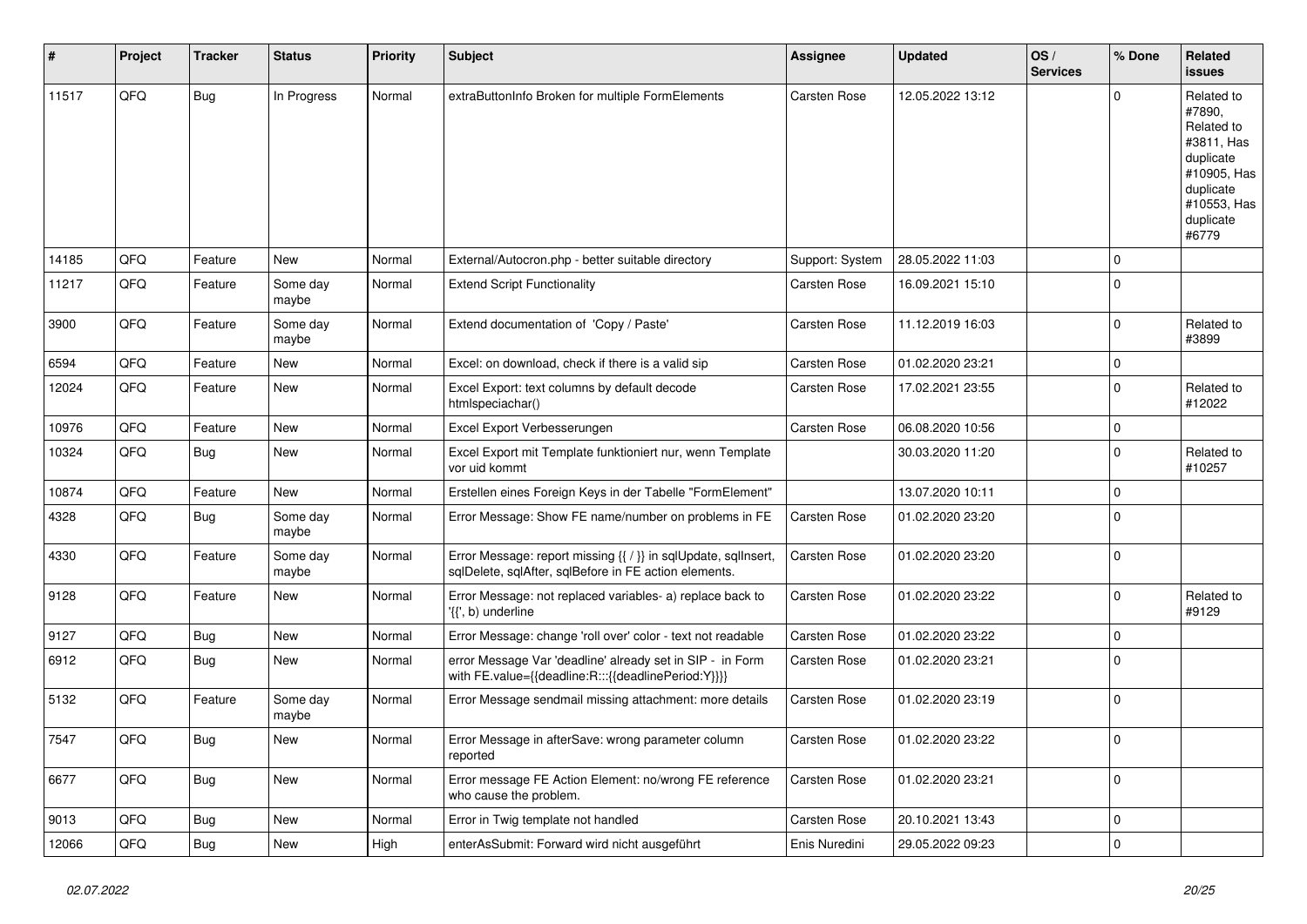| # | Project | Tracker | Status | Priority | Subject | Assignee | Updated | OS / Services | % Done | Related issues |
|---|---|---|---|---|---|---|---|---|---|---|
| 11517 | QFQ | Bug | In Progress | Normal | extraButtonInfo Broken for multiple FormElements | Carsten Rose | 12.05.2022 13:12 | | 0 | Related to #7890, Related to #3811, Has duplicate #10905, Has duplicate #10553, Has duplicate #6779 |
| 14185 | QFQ | Feature | New | Normal | External/Autocron.php - better suitable directory | Support: System | 28.05.2022 11:03 | | 0 | |
| 11217 | QFQ | Feature | Some day maybe | Normal | Extend Script Functionality | Carsten Rose | 16.09.2021 15:10 | | 0 | |
| 3900 | QFQ | Feature | Some day maybe | Normal | Extend documentation of 'Copy / Paste' | Carsten Rose | 11.12.2019 16:03 | | 0 | Related to #3899 |
| 6594 | QFQ | Feature | New | Normal | Excel: on download, check if there is a valid sip | Carsten Rose | 01.02.2020 23:21 | | 0 | |
| 12024 | QFQ | Feature | New | Normal | Excel Export: text columns by default decode htmlspeciachar() | Carsten Rose | 17.02.2021 23:55 | | 0 | Related to #12022 |
| 10976 | QFQ | Feature | New | Normal | Excel Export Verbesserungen | Carsten Rose | 06.08.2020 10:56 | | 0 | |
| 10324 | QFQ | Bug | New | Normal | Excel Export mit Template funktioniert nur, wenn Template vor uid kommt | | 30.03.2020 11:20 | | 0 | Related to #10257 |
| 10874 | QFQ | Feature | New | Normal | Erstellen eines Foreign Keys in der Tabelle "FormElement" | | 13.07.2020 10:11 | | 0 | |
| 4328 | QFQ | Bug | Some day maybe | Normal | Error Message: Show FE name/number on problems in FE | Carsten Rose | 01.02.2020 23:20 | | 0 | |
| 4330 | QFQ | Feature | Some day maybe | Normal | Error Message: report missing {{ / }} in sqlUpdate, sqlInsert, sqlDelete, sqlAfter, sqlBefore in FE action elements. | Carsten Rose | 01.02.2020 23:20 | | 0 | |
| 9128 | QFQ | Feature | New | Normal | Error Message: not replaced variables- a) replace back to '{{', b) underline | Carsten Rose | 01.02.2020 23:22 | | 0 | Related to #9129 |
| 9127 | QFQ | Bug | New | Normal | Error Message: change 'roll over' color - text not readable | Carsten Rose | 01.02.2020 23:22 | | 0 | |
| 6912 | QFQ | Bug | New | Normal | error Message Var 'deadline' already set in SIP - in Form with FE.value={{deadline:R:::{{deadlinePeriod:Y}}}} | Carsten Rose | 01.02.2020 23:21 | | 0 | |
| 5132 | QFQ | Feature | Some day maybe | Normal | Error Message sendmail missing attachment: more details | Carsten Rose | 01.02.2020 23:19 | | 0 | |
| 7547 | QFQ | Bug | New | Normal | Error Message in afterSave: wrong parameter column reported | Carsten Rose | 01.02.2020 23:22 | | 0 | |
| 6677 | QFQ | Bug | New | Normal | Error message FE Action Element: no/wrong FE reference who cause the problem. | Carsten Rose | 01.02.2020 23:21 | | 0 | |
| 9013 | QFQ | Bug | New | Normal | Error in Twig template not handled | Carsten Rose | 20.10.2021 13:43 | | 0 | |
| 12066 | QFQ | Bug | New | High | enterAsSubmit: Forward wird nicht ausgeführt | Enis Nuredini | 29.05.2022 09:23 | | 0 | |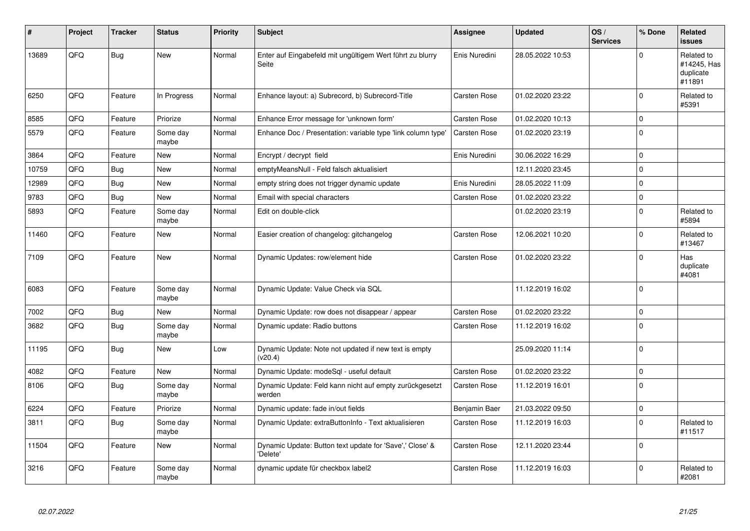| # | Project | Tracker | Status | Priority | Subject | Assignee | Updated | OS / Services | % Done | Related issues |
|---|---|---|---|---|---|---|---|---|---|---|
| 13689 | QFQ | Bug | New | Normal | Enter auf Eingabefeld mit ungültigem Wert führt zu blurry Seite | Enis Nuredini | 28.05.2022 10:53 | | 0 | Related to #14245, Has duplicate #11891 |
| 6250 | QFQ | Feature | In Progress | Normal | Enhance layout: a) Subrecord, b) Subrecord-Title | Carsten Rose | 01.02.2020 23:22 | | 0 | Related to #5391 |
| 8585 | QFQ | Feature | Priorize | Normal | Enhance Error message for 'unknown form' | Carsten Rose | 01.02.2020 10:13 | | 0 | |
| 5579 | QFQ | Feature | Some day maybe | Normal | Enhance Doc / Presentation: variable type 'link column type' | Carsten Rose | 01.02.2020 23:19 | | 0 | |
| 3864 | QFQ | Feature | New | Normal | Encrypt / decrypt field | Enis Nuredini | 30.06.2022 16:29 | | 0 | |
| 10759 | QFQ | Bug | New | Normal | emptyMeansNull - Feld falsch aktualisiert | | 12.11.2020 23:45 | | 0 | |
| 12989 | QFQ | Bug | New | Normal | empty string does not trigger dynamic update | Enis Nuredini | 28.05.2022 11:09 | | 0 | |
| 9783 | QFQ | Bug | New | Normal | Email with special characters | Carsten Rose | 01.02.2020 23:22 | | 0 | |
| 5893 | QFQ | Feature | Some day maybe | Normal | Edit on double-click | | 01.02.2020 23:19 | | 0 | Related to #5894 |
| 11460 | QFQ | Feature | New | Normal | Easier creation of changelog: gitchangelog | Carsten Rose | 12.06.2021 10:20 | | 0 | Related to #13467 |
| 7109 | QFQ | Feature | New | Normal | Dynamic Updates: row/element hide | Carsten Rose | 01.02.2020 23:22 | | 0 | Has duplicate #4081 |
| 6083 | QFQ | Feature | Some day maybe | Normal | Dynamic Update: Value Check via SQL | | 11.12.2019 16:02 | | 0 | |
| 7002 | QFQ | Bug | New | Normal | Dynamic Update: row does not disappear / appear | Carsten Rose | 01.02.2020 23:22 | | 0 | |
| 3682 | QFQ | Bug | Some day maybe | Normal | Dynamic update: Radio buttons | Carsten Rose | 11.12.2019 16:02 | | 0 | |
| 11195 | QFQ | Bug | New | Low | Dynamic Update: Note not updated if new text is empty (v20.4) | | 25.09.2020 11:14 | | 0 | |
| 4082 | QFQ | Feature | New | Normal | Dynamic Update: modeSql - useful default | Carsten Rose | 01.02.2020 23:22 | | 0 | |
| 8106 | QFQ | Bug | Some day maybe | Normal | Dynamic Update: Feld kann nicht auf empty zurückgesetzt werden | Carsten Rose | 11.12.2019 16:01 | | 0 | |
| 6224 | QFQ | Feature | Priorize | Normal | Dynamic update: fade in/out fields | Benjamin Baer | 21.03.2022 09:50 | | 0 | |
| 3811 | QFQ | Bug | Some day maybe | Normal | Dynamic Update: extraButtonInfo - Text aktualisieren | Carsten Rose | 11.12.2019 16:03 | | 0 | Related to #11517 |
| 11504 | QFQ | Feature | New | Normal | Dynamic Update: Button text update for 'Save',' Close' & 'Delete' | Carsten Rose | 12.11.2020 23:44 | | 0 | |
| 3216 | QFQ | Feature | Some day maybe | Normal | dynamic update für checkbox label2 | Carsten Rose | 11.12.2019 16:03 | | 0 | Related to #2081 |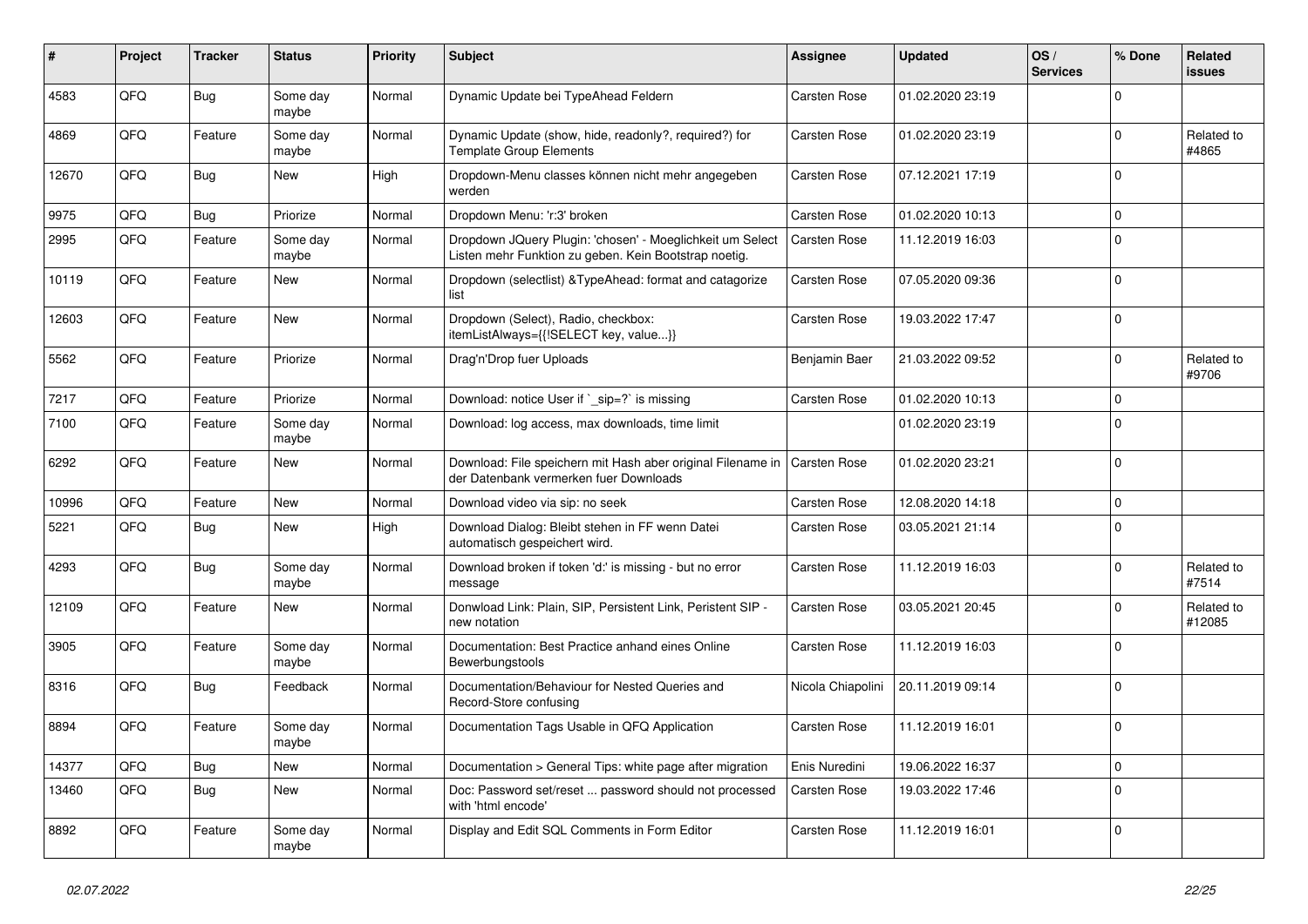| # | Project | Tracker | Status | Priority | Subject | Assignee | Updated | OS / Services | % Done | Related issues |
|---|---|---|---|---|---|---|---|---|---|---|
| 4583 | QFQ | Bug | Some day maybe | Normal | Dynamic Update bei TypeAhead Feldern | Carsten Rose | 01.02.2020 23:19 | | 0 | |
| 4869 | QFQ | Feature | Some day maybe | Normal | Dynamic Update (show, hide, readonly?, required?) for Template Group Elements | Carsten Rose | 01.02.2020 23:19 | | 0 | Related to #4865 |
| 12670 | QFQ | Bug | New | High | Dropdown-Menu classes können nicht mehr angegeben werden | Carsten Rose | 07.12.2021 17:19 | | 0 | |
| 9975 | QFQ | Bug | Priorize | Normal | Dropdown Menu: 'r:3' broken | Carsten Rose | 01.02.2020 10:13 | | 0 | |
| 2995 | QFQ | Feature | Some day maybe | Normal | Dropdown JQuery Plugin: 'chosen' - Moeglichkeit um Select Listen mehr Funktion zu geben. Kein Bootstrap noetig. | Carsten Rose | 11.12.2019 16:03 | | 0 | |
| 10119 | QFQ | Feature | New | Normal | Dropdown (selectlist) &TypeAhead: format and catagorize list | Carsten Rose | 07.05.2020 09:36 | | 0 | |
| 12603 | QFQ | Feature | New | Normal | Dropdown (Select), Radio, checkbox: itemListAlways={{!SELECT key, value...}} | Carsten Rose | 19.03.2022 17:47 | | 0 | |
| 5562 | QFQ | Feature | Priorize | Normal | Drag'n'Drop fuer Uploads | Benjamin Baer | 21.03.2022 09:52 | | 0 | Related to #9706 |
| 7217 | QFQ | Feature | Priorize | Normal | Download: notice User if `_sip=?` is missing | Carsten Rose | 01.02.2020 10:13 | | 0 | |
| 7100 | QFQ | Feature | Some day maybe | Normal | Download: log access, max downloads, time limit | | 01.02.2020 23:19 | | 0 | |
| 6292 | QFQ | Feature | New | Normal | Download: File speichern mit Hash aber original Filename in der Datenbank vermerken fuer Downloads | Carsten Rose | 01.02.2020 23:21 | | 0 | |
| 10996 | QFQ | Feature | New | Normal | Download video via sip: no seek | Carsten Rose | 12.08.2020 14:18 | | 0 | |
| 5221 | QFQ | Bug | New | High | Download Dialog: Bleibt stehen in FF wenn Datei automatisch gespeichert wird. | Carsten Rose | 03.05.2021 21:14 | | 0 | |
| 4293 | QFQ | Bug | Some day maybe | Normal | Download broken if token 'd:' is missing - but no error message | Carsten Rose | 11.12.2019 16:03 | | 0 | Related to #7514 |
| 12109 | QFQ | Feature | New | Normal | Donwload Link: Plain, SIP, Persistent Link, Peristent SIP - new notation | Carsten Rose | 03.05.2021 20:45 | | 0 | Related to #12085 |
| 3905 | QFQ | Feature | Some day maybe | Normal | Documentation: Best Practice anhand eines Online Bewerbungstools | Carsten Rose | 11.12.2019 16:03 | | 0 | |
| 8316 | QFQ | Bug | Feedback | Normal | Documentation/Behaviour for Nested Queries and Record-Store confusing | Nicola Chiapolini | 20.11.2019 09:14 | | 0 | |
| 8894 | QFQ | Feature | Some day maybe | Normal | Documentation Tags Usable in QFQ Application | Carsten Rose | 11.12.2019 16:01 | | 0 | |
| 14377 | QFQ | Bug | New | Normal | Documentation > General Tips: white page after migration | Enis Nuredini | 19.06.2022 16:37 | | 0 | |
| 13460 | QFQ | Bug | New | Normal | Doc: Password set/reset ... password should not processed with 'html encode' | Carsten Rose | 19.03.2022 17:46 | | 0 | |
| 8892 | QFQ | Feature | Some day maybe | Normal | Display and Edit SQL Comments in Form Editor | Carsten Rose | 11.12.2019 16:01 | | 0 | |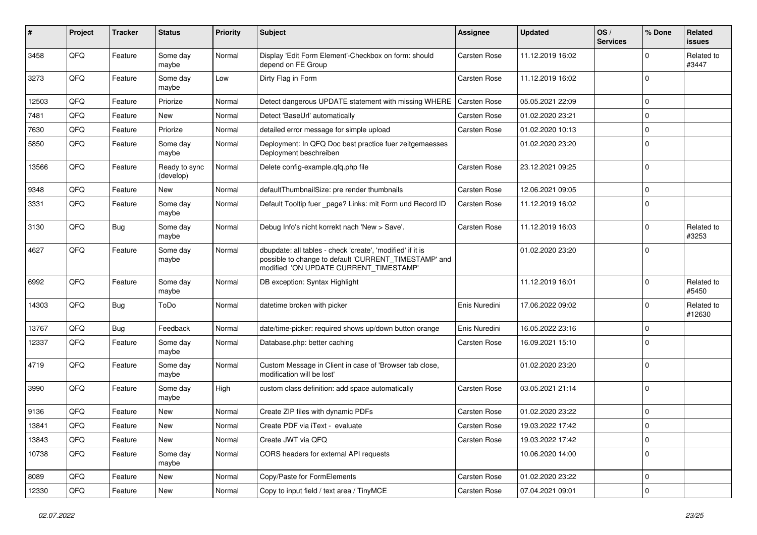| # | Project | Tracker | Status | Priority | Subject | Assignee | Updated | OS / Services | % Done | Related issues |
|---|---|---|---|---|---|---|---|---|---|---|
| 3458 | QFQ | Feature | Some day maybe | Normal | Display 'Edit Form Element'-Checkbox on form: should depend on FE Group | Carsten Rose | 11.12.2019 16:02 | | 0 | Related to #3447 |
| 3273 | QFQ | Feature | Some day maybe | Low | Dirty Flag in Form | Carsten Rose | 11.12.2019 16:02 | | 0 | |
| 12503 | QFQ | Feature | Priorize | Normal | Detect dangerous UPDATE statement with missing WHERE | Carsten Rose | 05.05.2021 22:09 | | 0 | |
| 7481 | QFQ | Feature | New | Normal | Detect 'BaseUrl' automatically | Carsten Rose | 01.02.2020 23:21 | | 0 | |
| 7630 | QFQ | Feature | Priorize | Normal | detailed error message for simple upload | Carsten Rose | 01.02.2020 10:13 | | 0 | |
| 5850 | QFQ | Feature | Some day maybe | Normal | Deployment: In QFQ Doc best practice fuer zeitgemaesses Deployment beschreiben | | 01.02.2020 23:20 | | 0 | |
| 13566 | QFQ | Feature | Ready to sync (develop) | Normal | Delete config-example.qfq.php file | Carsten Rose | 23.12.2021 09:25 | | 0 | |
| 9348 | QFQ | Feature | New | Normal | defaultThumbnailSize: pre render thumbnails | Carsten Rose | 12.06.2021 09:05 | | 0 | |
| 3331 | QFQ | Feature | Some day maybe | Normal | Default Tooltip fuer _page? Links: mit Form und Record ID | Carsten Rose | 11.12.2019 16:02 | | 0 | |
| 3130 | QFQ | Bug | Some day maybe | Normal | Debug Info's nicht korrekt nach 'New > Save'. | Carsten Rose | 11.12.2019 16:03 | | 0 | Related to #3253 |
| 4627 | QFQ | Feature | Some day maybe | Normal | dbupdate: all tables - check 'create', 'modified' if it is possible to change to default 'CURRENT_TIMESTAMP' and modified 'ON UPDATE CURRENT_TIMESTAMP' | | 01.02.2020 23:20 | | 0 | |
| 6992 | QFQ | Feature | Some day maybe | Normal | DB exception: Syntax Highlight | | 11.12.2019 16:01 | | 0 | Related to #5450 |
| 14303 | QFQ | Bug | ToDo | Normal | datetime broken with picker | Enis Nuredini | 17.06.2022 09:02 | | 0 | Related to #12630 |
| 13767 | QFQ | Bug | Feedback | Normal | date/time-picker: required shows up/down button orange | Enis Nuredini | 16.05.2022 23:16 | | 0 | |
| 12337 | QFQ | Feature | Some day maybe | Normal | Database.php: better caching | Carsten Rose | 16.09.2021 15:10 | | 0 | |
| 4719 | QFQ | Feature | Some day maybe | Normal | Custom Message in Client in case of 'Browser tab close, modification will be lost' | | 01.02.2020 23:20 | | 0 | |
| 3990 | QFQ | Feature | Some day maybe | High | custom class definition: add space automatically | Carsten Rose | 03.05.2021 21:14 | | 0 | |
| 9136 | QFQ | Feature | New | Normal | Create ZIP files with dynamic PDFs | Carsten Rose | 01.02.2020 23:22 | | 0 | |
| 13841 | QFQ | Feature | New | Normal | Create PDF via iText - evaluate | Carsten Rose | 19.03.2022 17:42 | | 0 | |
| 13843 | QFQ | Feature | New | Normal | Create JWT via QFQ | Carsten Rose | 19.03.2022 17:42 | | 0 | |
| 10738 | QFQ | Feature | Some day maybe | Normal | CORS headers for external API requests | | 10.06.2020 14:00 | | 0 | |
| 8089 | QFQ | Feature | New | Normal | Copy/Paste for FormElements | Carsten Rose | 01.02.2020 23:22 | | 0 | |
| 12330 | QFQ | Feature | New | Normal | Copy to input field / text area / TinyMCE | Carsten Rose | 07.04.2021 09:01 | | 0 | |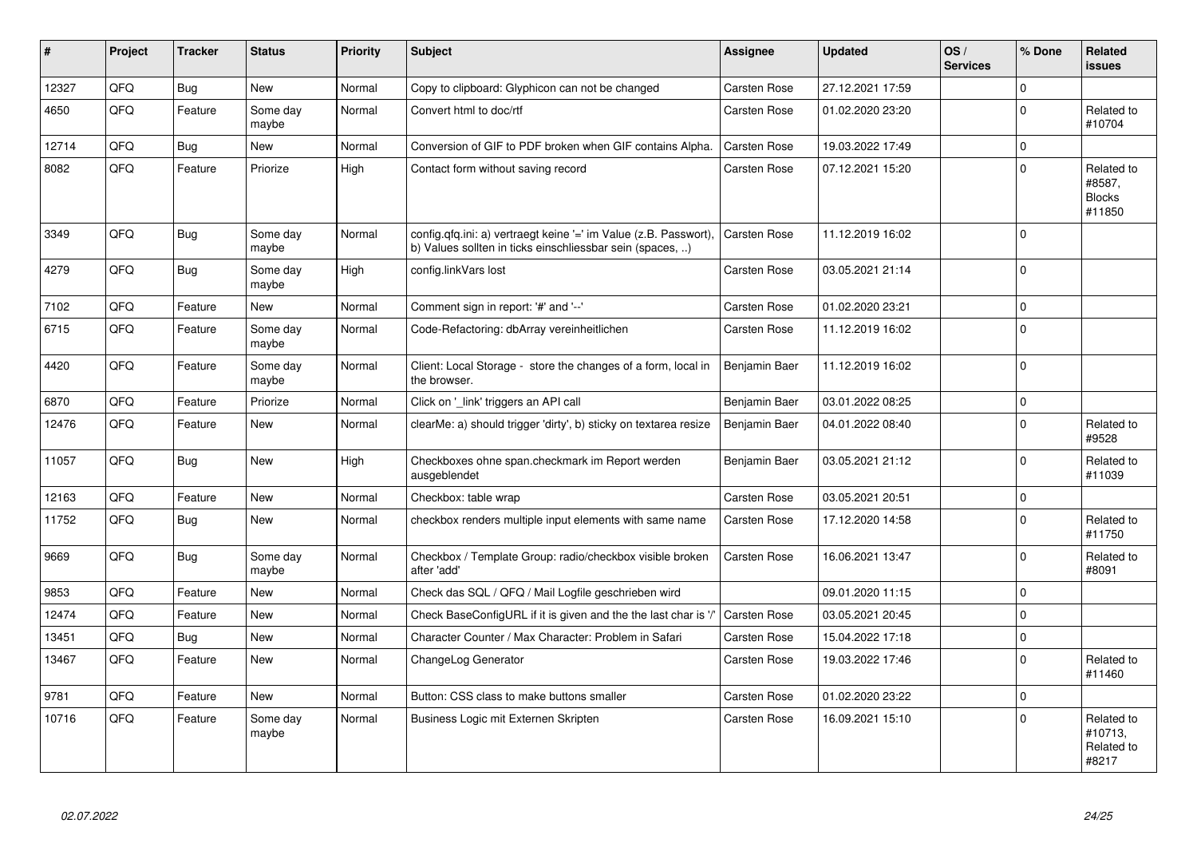| # | Project | Tracker | Status | Priority | Subject | Assignee | Updated | OS / Services | % Done | Related issues |
|---|---|---|---|---|---|---|---|---|---|---|
| 12327 | QFQ | Bug | New | Normal | Copy to clipboard: Glyphicon can not be changed | Carsten Rose | 27.12.2021 17:59 | | 0 | |
| 4650 | QFQ | Feature | Some day maybe | Normal | Convert html to doc/rtf | Carsten Rose | 01.02.2020 23:20 | | 0 | Related to #10704 |
| 12714 | QFQ | Bug | New | Normal | Conversion of GIF to PDF broken when GIF contains Alpha. | Carsten Rose | 19.03.2022 17:49 | | 0 | |
| 8082 | QFQ | Feature | Priorize | High | Contact form without saving record | Carsten Rose | 07.12.2021 15:20 | | 0 | Related to #8587, Blocks #11850 |
| 3349 | QFQ | Bug | Some day maybe | Normal | config.qfq.ini: a) vertraegt keine '=' im Value (z.B. Passwort), b) Values sollten in ticks einschliessbar sein (spaces, ..) | Carsten Rose | 11.12.2019 16:02 | | 0 | |
| 4279 | QFQ | Bug | Some day maybe | High | config.linkVars lost | Carsten Rose | 03.05.2021 21:14 | | 0 | |
| 7102 | QFQ | Feature | New | Normal | Comment sign in report: '#' and '--' | Carsten Rose | 01.02.2020 23:21 | | 0 | |
| 6715 | QFQ | Feature | Some day maybe | Normal | Code-Refactoring: dbArray vereinheitlichen | Carsten Rose | 11.12.2019 16:02 | | 0 | |
| 4420 | QFQ | Feature | Some day maybe | Normal | Client: Local Storage - store the changes of a form, local in the browser. | Benjamin Baer | 11.12.2019 16:02 | | 0 | |
| 6870 | QFQ | Feature | Priorize | Normal | Click on '_link' triggers an API call | Benjamin Baer | 03.01.2022 08:25 | | 0 | |
| 12476 | QFQ | Feature | New | Normal | clearMe: a) should trigger 'dirty', b) sticky on textarea resize | Benjamin Baer | 04.01.2022 08:40 | | 0 | Related to #9528 |
| 11057 | QFQ | Bug | New | High | Checkboxes ohne span.checkmark im Report werden ausgeblendet | Benjamin Baer | 03.05.2021 21:12 | | 0 | Related to #11039 |
| 12163 | QFQ | Feature | New | Normal | Checkbox: table wrap | Carsten Rose | 03.05.2021 20:51 | | 0 | |
| 11752 | QFQ | Bug | New | Normal | checkbox renders multiple input elements with same name | Carsten Rose | 17.12.2020 14:58 | | 0 | Related to #11750 |
| 9669 | QFQ | Bug | Some day maybe | Normal | Checkbox / Template Group: radio/checkbox visible broken after 'add' | Carsten Rose | 16.06.2021 13:47 | | 0 | Related to #8091 |
| 9853 | QFQ | Feature | New | Normal | Check das SQL / QFQ / Mail Logfile geschrieben wird | | 09.01.2020 11:15 | | 0 | |
| 12474 | QFQ | Feature | New | Normal | Check BaseConfigURL if it is given and the the last char is '/' | Carsten Rose | 03.05.2021 20:45 | | 0 | |
| 13451 | QFQ | Bug | New | Normal | Character Counter / Max Character: Problem in Safari | Carsten Rose | 15.04.2022 17:18 | | 0 | |
| 13467 | QFQ | Feature | New | Normal | ChangeLog Generator | Carsten Rose | 19.03.2022 17:46 | | 0 | Related to #11460 |
| 9781 | QFQ | Feature | New | Normal | Button: CSS class to make buttons smaller | Carsten Rose | 01.02.2020 23:22 | | 0 | |
| 10716 | QFQ | Feature | Some day maybe | Normal | Business Logic mit Externen Skripten | Carsten Rose | 16.09.2021 15:10 | | 0 | Related to #10713, Related to #8217 |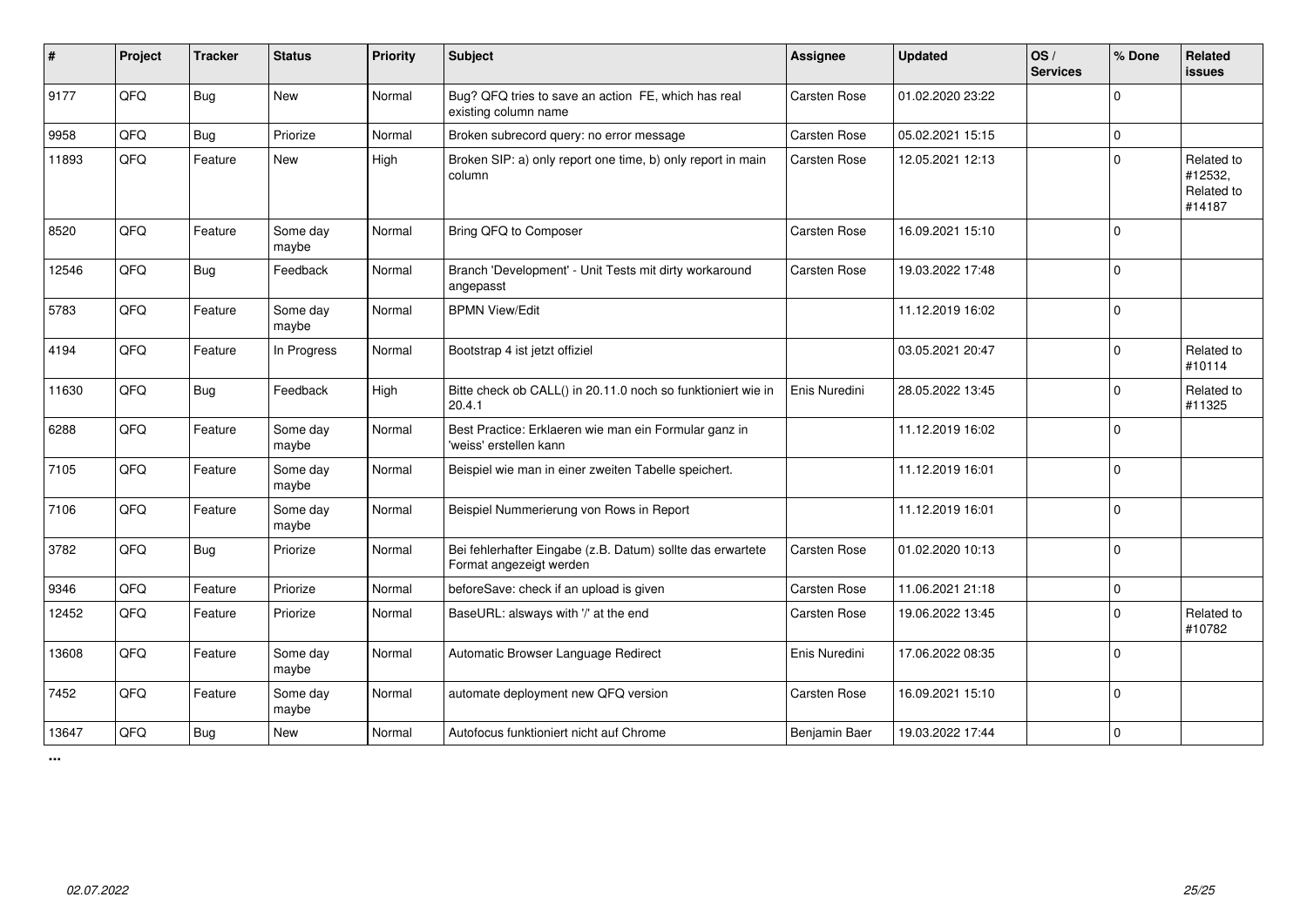| # | Project | Tracker | Status | Priority | Subject | Assignee | Updated | OS / Services | % Done | Related issues |
|---|---|---|---|---|---|---|---|---|---|---|
| 9177 | QFQ | Bug | New | Normal | Bug? QFQ tries to save an action FE, which has real existing column name | Carsten Rose | 01.02.2020 23:22 | | 0 | |
| 9958 | QFQ | Bug | Priorize | Normal | Broken subrecord query: no error message | Carsten Rose | 05.02.2021 15:15 | | 0 | |
| 11893 | QFQ | Feature | New | High | Broken SIP: a) only report one time, b) only report in main column | Carsten Rose | 12.05.2021 12:13 | | 0 | Related to #12532, Related to #14187 |
| 8520 | QFQ | Feature | Some day maybe | Normal | Bring QFQ to Composer | Carsten Rose | 16.09.2021 15:10 | | 0 | |
| 12546 | QFQ | Bug | Feedback | Normal | Branch 'Development' - Unit Tests mit dirty workaround angepasst | Carsten Rose | 19.03.2022 17:48 | | 0 | |
| 5783 | QFQ | Feature | Some day maybe | Normal | BPMN View/Edit | | 11.12.2019 16:02 | | 0 | |
| 4194 | QFQ | Feature | In Progress | Normal | Bootstrap 4 ist jetzt offiziel | | 03.05.2021 20:47 | | 0 | Related to #10114 |
| 11630 | QFQ | Bug | Feedback | High | Bitte check ob CALL() in 20.11.0 noch so funktioniert wie in 20.4.1 | Enis Nuredini | 28.05.2022 13:45 | | 0 | Related to #11325 |
| 6288 | QFQ | Feature | Some day maybe | Normal | Best Practice: Erklaeren wie man ein Formular ganz in 'weiss' erstellen kann | | 11.12.2019 16:02 | | 0 | |
| 7105 | QFQ | Feature | Some day maybe | Normal | Beispiel wie man in einer zweiten Tabelle speichert. | | 11.12.2019 16:01 | | 0 | |
| 7106 | QFQ | Feature | Some day maybe | Normal | Beispiel Nummerierung von Rows in Report | | 11.12.2019 16:01 | | 0 | |
| 3782 | QFQ | Bug | Priorize | Normal | Bei fehlerhafter Eingabe (z.B. Datum) sollte das erwartete Format angezeigt werden | Carsten Rose | 01.02.2020 10:13 | | 0 | |
| 9346 | QFQ | Feature | Priorize | Normal | beforeSave: check if an upload is given | Carsten Rose | 11.06.2021 21:18 | | 0 | |
| 12452 | QFQ | Feature | Priorize | Normal | BaseURL: alsways with '/' at the end | Carsten Rose | 19.06.2022 13:45 | | 0 | Related to #10782 |
| 13608 | QFQ | Feature | Some day maybe | Normal | Automatic Browser Language Redirect | Enis Nuredini | 17.06.2022 08:35 | | 0 | |
| 7452 | QFQ | Feature | Some day maybe | Normal | automate deployment new QFQ version | Carsten Rose | 16.09.2021 15:10 | | 0 | |
| 13647 | QFQ | Bug | New | Normal | Autofocus funktioniert nicht auf Chrome | Benjamin Baer | 19.03.2022 17:44 | | 0 | |

...